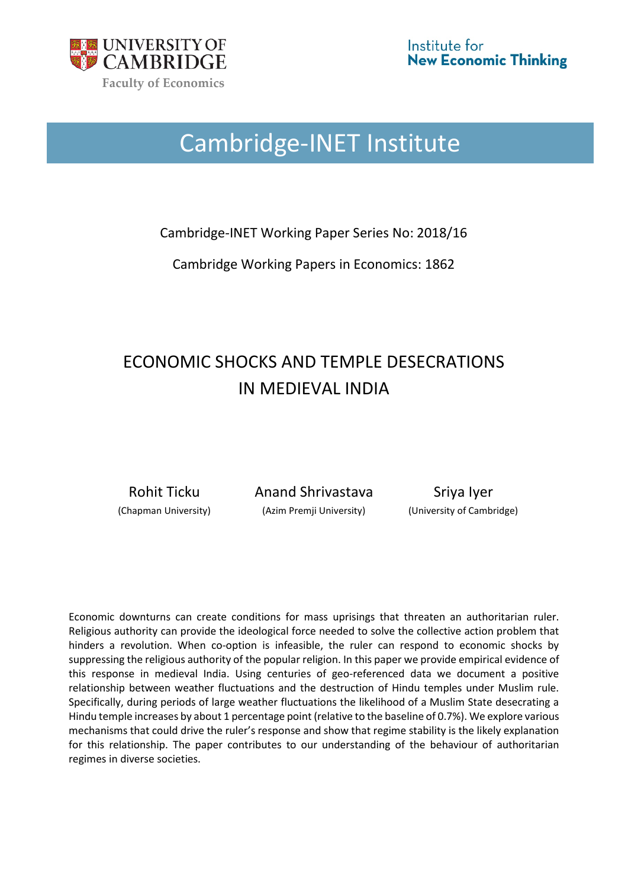UNIVERSITY OF CAMBRIDGE
Faculty of Economics

Institute for New Economic Thinking

# Cambridge-INET Institute

Cambridge-INET Working Paper Series No: 2018/16

Cambridge Working Papers in Economics: 1862

# ECONOMIC SHOCKS AND TEMPLE DESECRATIONS IN MEDIEVAL INDIA

| Rohit Ticku | Anand Shrivastava | Sriya Iyer |
|---|---|---|
| (Chapman University) | (Azim Premji University) | (University of Cambridge) |

Economic downturns can create conditions for mass uprisings that threaten an authoritarian ruler. Religious authority can provide the ideological force needed to solve the collective action problem that hinders a revolution. When co-option is infeasible, the ruler can respond to economic shocks by suppressing the religious authority of the popular religion. In this paper we provide empirical evidence of this response in medieval India. Using centuries of geo-referenced data we document a positive relationship between weather fluctuations and the destruction of Hindu temples under Muslim rule. Specifically, during periods of large weather fluctuations the likelihood of a Muslim State desecrating a Hindu temple increases by about 1 percentage point (relative to the baseline of 0.7%). We explore various mechanisms that could drive the ruler's response and show that regime stability is the likely explanation for this relationship. The paper contributes to our understanding of the behaviour of authoritarian regimes in diverse societies.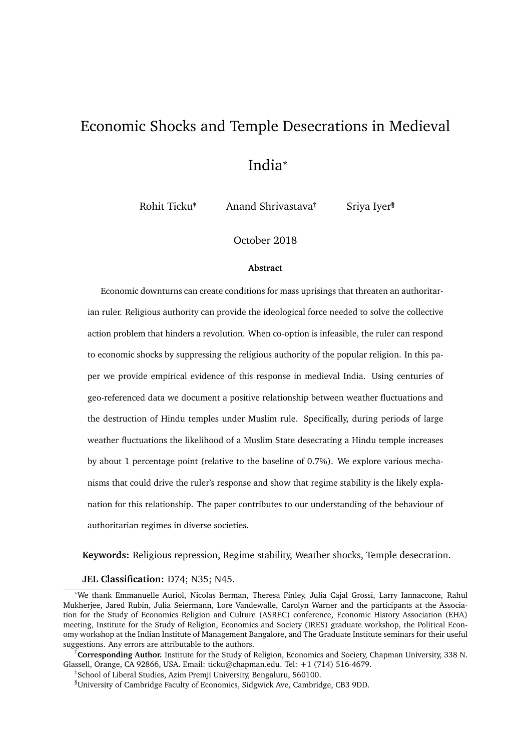# Economic Shocks and Temple Desecrations in Medieval India*

Rohit Ticku† Anand Shrivastava‡ Sriya Iyer§

October 2018

**Abstract**

Economic downturns can create conditions for mass uprisings that threaten an authoritarian ruler. Religious authority can provide the ideological force needed to solve the collective action problem that hinders a revolution. When co-option is infeasible, the ruler can respond to economic shocks by suppressing the religious authority of the popular religion. In this paper we provide empirical evidence of this response in medieval India. Using centuries of geo-referenced data we document a positive relationship between weather fluctuations and the destruction of Hindu temples under Muslim rule. Specifically, during periods of large weather fluctuations the likelihood of a Muslim State desecrating a Hindu temple increases by about 1 percentage point (relative to the baseline of 0.7%). We explore various mechanisms that could drive the ruler's response and show that regime stability is the likely explanation for this relationship. The paper contributes to our understanding of the behaviour of authoritarian regimes in diverse societies.

**Keywords:** Religious repression, Regime stability, Weather shocks, Temple desecration.

**JEL Classification:** D74; N35; N45.

---

*We thank Emmanuelle Auriol, Nicolas Berman, Theresa Finley, Julia Cajal Grossi, Larry Iannaccone, Rahul Mukherjee, Jared Rubin, Julia Seiermann, Lore Vandewalle, Carolyn Warner and the participants at the Association for the Study of Economics Religion and Culture (ASREC) conference, Economic History Association (EHA) meeting, Institute for the Study of Religion, Economics and Society (IRES) graduate workshop, the Political Economy workshop at the Indian Institute of Management Bangalore, and The Graduate Institute seminars for their useful suggestions. Any errors are attributable to the authors.

†**Corresponding Author.** Institute for the Study of Religion, Economics and Society, Chapman University, 338 N. Glassell, Orange, CA 92866, USA. Email: ticku@chapman.edu. Tel: +1 (714) 516-4679.

‡School of Liberal Studies, Azim Premji University, Bengaluru, 560100.

§University of Cambridge Faculty of Economics, Sidgwick Ave, Cambridge, CB3 9DD.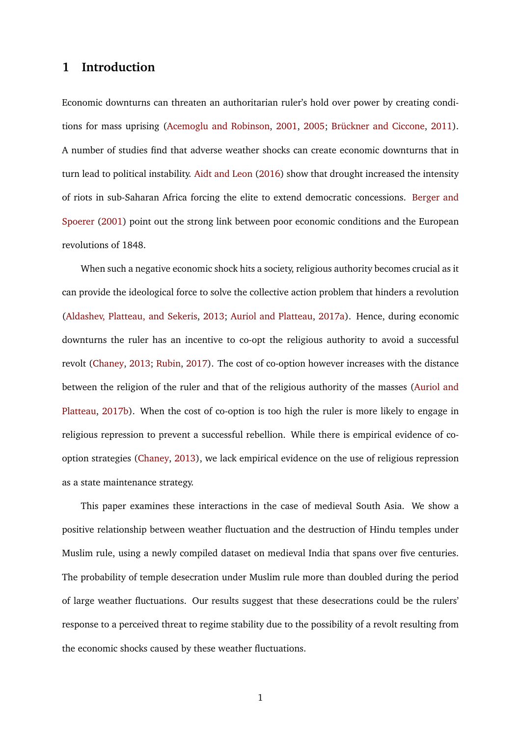# 1 Introduction

Economic downturns can threaten an authoritarian ruler's hold over power by creating conditions for mass uprising (Acemoglu and Robinson, 2001, 2005; Brückner and Ciccone, 2011). A number of studies find that adverse weather shocks can create economic downturns that in turn lead to political instability. Aidt and Leon (2016) show that drought increased the intensity of riots in sub-Saharan Africa forcing the elite to extend democratic concessions. Berger and Spoerer (2001) point out the strong link between poor economic conditions and the European revolutions of 1848.

When such a negative economic shock hits a society, religious authority becomes crucial as it can provide the ideological force to solve the collective action problem that hinders a revolution (Aldashev, Platteau, and Sekeris, 2013; Auriol and Platteau, 2017a). Hence, during economic downturns the ruler has an incentive to co-opt the religious authority to avoid a successful revolt (Chaney, 2013; Rubin, 2017). The cost of co-option however increases with the distance between the religion of the ruler and that of the religious authority of the masses (Auriol and Platteau, 2017b). When the cost of co-option is too high the ruler is more likely to engage in religious repression to prevent a successful rebellion. While there is empirical evidence of co-option strategies (Chaney, 2013), we lack empirical evidence on the use of religious repression as a state maintenance strategy.

This paper examines these interactions in the case of medieval South Asia. We show a positive relationship between weather fluctuation and the destruction of Hindu temples under Muslim rule, using a newly compiled dataset on medieval India that spans over five centuries. The probability of temple desecration under Muslim rule more than doubled during the period of large weather fluctuations. Our results suggest that these desecrations could be the rulers' response to a perceived threat to regime stability due to the possibility of a revolt resulting from the economic shocks caused by these weather fluctuations.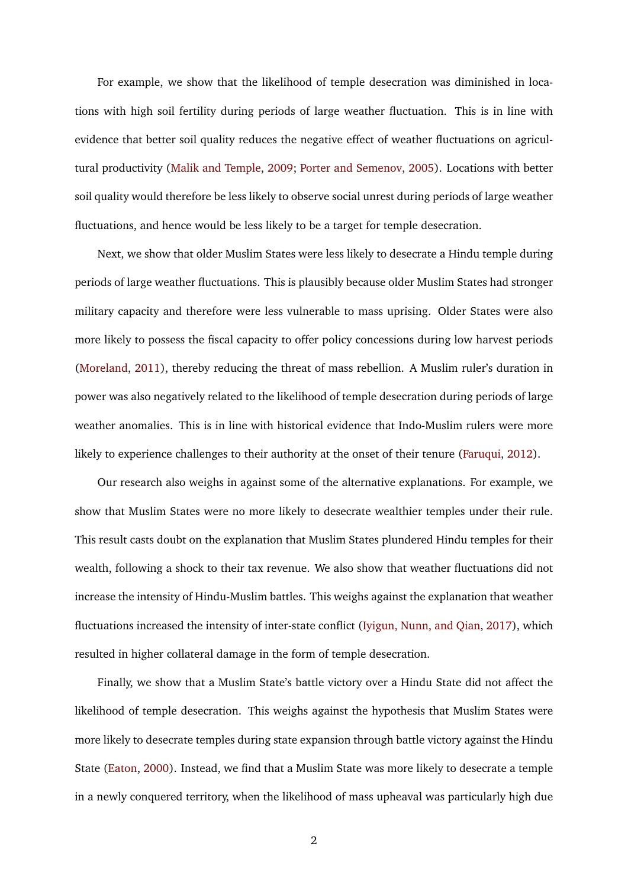For example, we show that the likelihood of temple desecration was diminished in locations with high soil fertility during periods of large weather fluctuation. This is in line with evidence that better soil quality reduces the negative effect of weather fluctuations on agricultural productivity (Malik and Temple, 2009; Porter and Semenov, 2005). Locations with better soil quality would therefore be less likely to observe social unrest during periods of large weather fluctuations, and hence would be less likely to be a target for temple desecration.

Next, we show that older Muslim States were less likely to desecrate a Hindu temple during periods of large weather fluctuations. This is plausibly because older Muslim States had stronger military capacity and therefore were less vulnerable to mass uprising. Older States were also more likely to possess the fiscal capacity to offer policy concessions during low harvest periods (Moreland, 2011), thereby reducing the threat of mass rebellion. A Muslim ruler's duration in power was also negatively related to the likelihood of temple desecration during periods of large weather anomalies. This is in line with historical evidence that Indo-Muslim rulers were more likely to experience challenges to their authority at the onset of their tenure (Faruqui, 2012).

Our research also weighs in against some of the alternative explanations. For example, we show that Muslim States were no more likely to desecrate wealthier temples under their rule. This result casts doubt on the explanation that Muslim States plundered Hindu temples for their wealth, following a shock to their tax revenue. We also show that weather fluctuations did not increase the intensity of Hindu-Muslim battles. This weighs against the explanation that weather fluctuations increased the intensity of inter-state conflict (Iyigun, Nunn, and Qian, 2017), which resulted in higher collateral damage in the form of temple desecration.

Finally, we show that a Muslim State's battle victory over a Hindu State did not affect the likelihood of temple desecration. This weighs against the hypothesis that Muslim States were more likely to desecrate temples during state expansion through battle victory against the Hindu State (Eaton, 2000). Instead, we find that a Muslim State was more likely to desecrate a temple in a newly conquered territory, when the likelihood of mass upheaval was particularly high due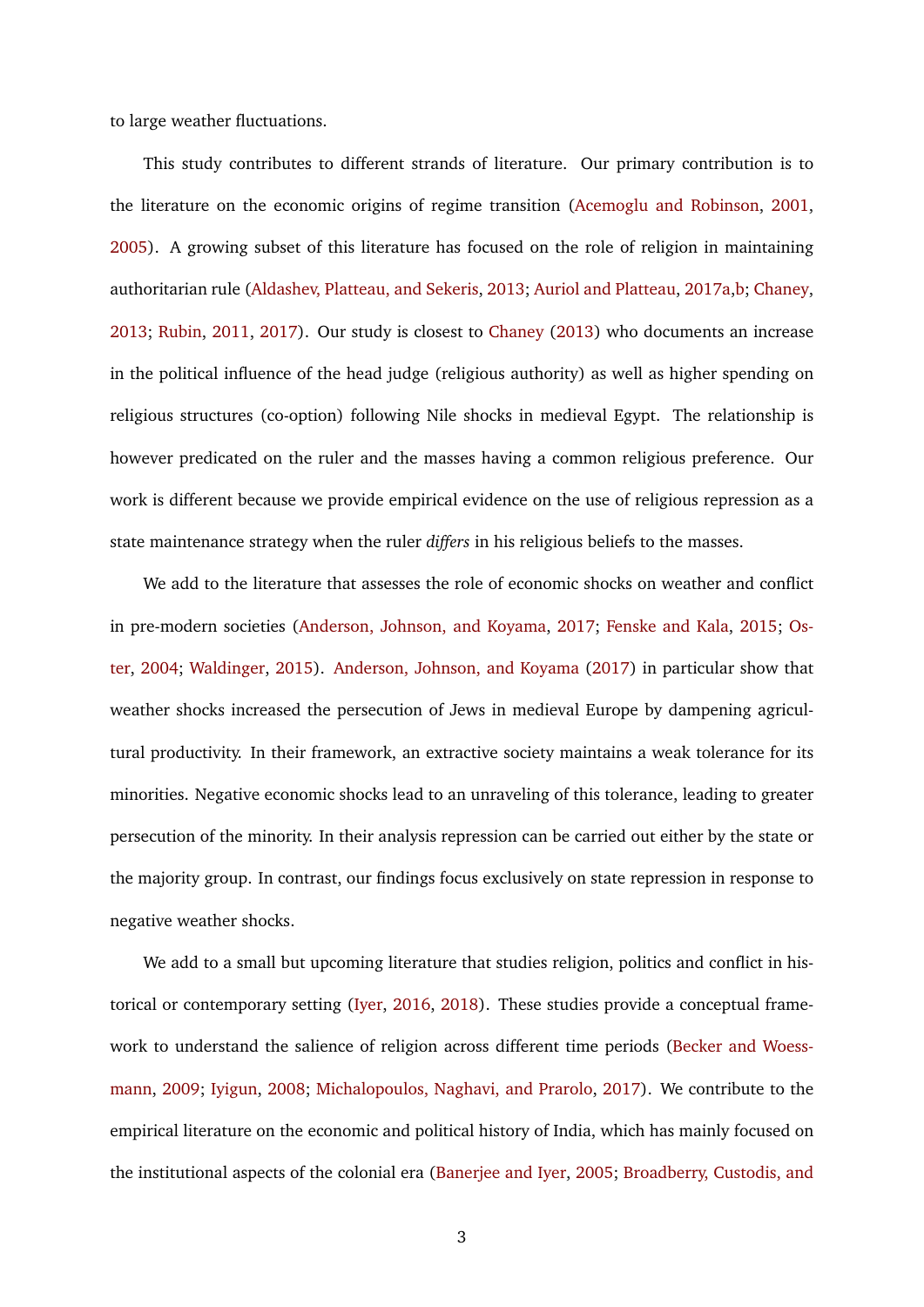to large weather fluctuations.

This study contributes to different strands of literature. Our primary contribution is to the literature on the economic origins of regime transition (Acemoglu and Robinson, 2001, 2005). A growing subset of this literature has focused on the role of religion in maintaining authoritarian rule (Aldashev, Platteau, and Sekeris, 2013; Auriol and Platteau, 2017a,b; Chaney, 2013; Rubin, 2011, 2017). Our study is closest to Chaney (2013) who documents an increase in the political influence of the head judge (religious authority) as well as higher spending on religious structures (co-option) following Nile shocks in medieval Egypt. The relationship is however predicated on the ruler and the masses having a common religious preference. Our work is different because we provide empirical evidence on the use of religious repression as a state maintenance strategy when the ruler *differs* in his religious beliefs to the masses.

We add to the literature that assesses the role of economic shocks on weather and conflict in pre-modern societies (Anderson, Johnson, and Koyama, 2017; Fenske and Kala, 2015; Oster, 2004; Waldinger, 2015). Anderson, Johnson, and Koyama (2017) in particular show that weather shocks increased the persecution of Jews in medieval Europe by dampening agricultural productivity. In their framework, an extractive society maintains a weak tolerance for its minorities. Negative economic shocks lead to an unraveling of this tolerance, leading to greater persecution of the minority. In their analysis repression can be carried out either by the state or the majority group. In contrast, our findings focus exclusively on state repression in response to negative weather shocks.

We add to a small but upcoming literature that studies religion, politics and conflict in historical or contemporary setting (Iyer, 2016, 2018). These studies provide a conceptual framework to understand the salience of religion across different time periods (Becker and Woessmann, 2009; Iyigun, 2008; Michalopoulos, Naghavi, and Prarolo, 2017). We contribute to the empirical literature on the economic and political history of India, which has mainly focused on the institutional aspects of the colonial era (Banerjee and Iyer, 2005; Broadberry, Custodis, and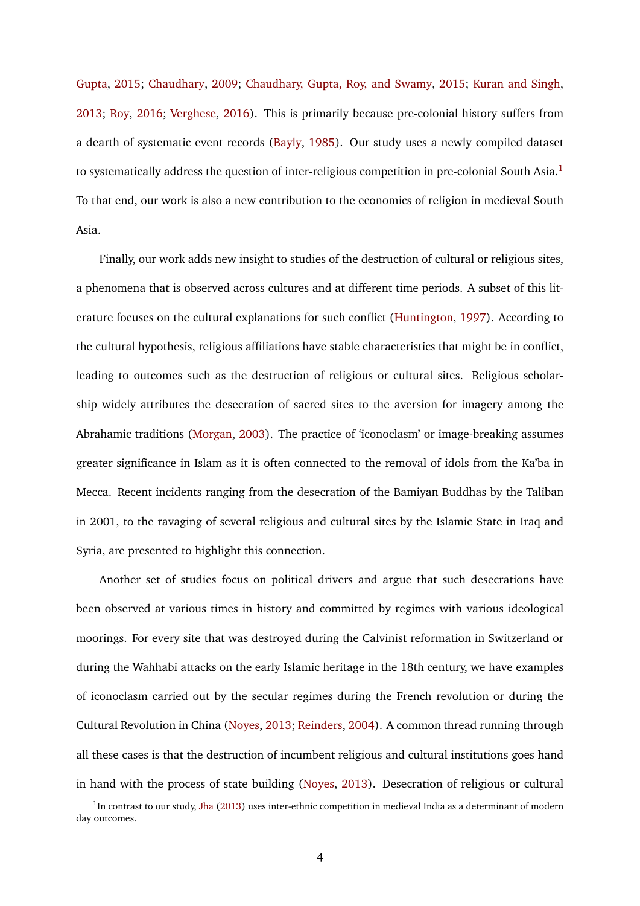Gupta, 2015; Chaudhary, 2009; Chaudhary, Gupta, Roy, and Swamy, 2015; Kuran and Singh, 2013; Roy, 2016; Verghese, 2016). This is primarily because pre-colonial history suffers from a dearth of systematic event records (Bayly, 1985). Our study uses a newly compiled dataset to systematically address the question of inter-religious competition in pre-colonial South Asia.[1] To that end, our work is also a new contribution to the economics of religion in medieval South Asia.

Finally, our work adds new insight to studies of the destruction of cultural or religious sites, a phenomena that is observed across cultures and at different time periods. A subset of this literature focuses on the cultural explanations for such conflict (Huntington, 1997). According to the cultural hypothesis, religious affiliations have stable characteristics that might be in conflict, leading to outcomes such as the destruction of religious or cultural sites. Religious scholarship widely attributes the desecration of sacred sites to the aversion for imagery among the Abrahamic traditions (Morgan, 2003). The practice of 'iconoclasm' or image-breaking assumes greater significance in Islam as it is often connected to the removal of idols from the Ka'ba in Mecca. Recent incidents ranging from the desecration of the Bamiyan Buddhas by the Taliban in 2001, to the ravaging of several religious and cultural sites by the Islamic State in Iraq and Syria, are presented to highlight this connection.

Another set of studies focus on political drivers and argue that such desecrations have been observed at various times in history and committed by regimes with various ideological moorings. For every site that was destroyed during the Calvinist reformation in Switzerland or during the Wahhabi attacks on the early Islamic heritage in the 18th century, we have examples of iconoclasm carried out by the secular regimes during the French revolution or during the Cultural Revolution in China (Noyes, 2013; Reinders, 2004). A common thread running through all these cases is that the destruction of incumbent religious and cultural institutions goes hand in hand with the process of state building (Noyes, 2013). Desecration of religious or cultural

[1] In contrast to our study, Jha (2013) uses inter-ethnic competition in medieval India as a determinant of modern day outcomes.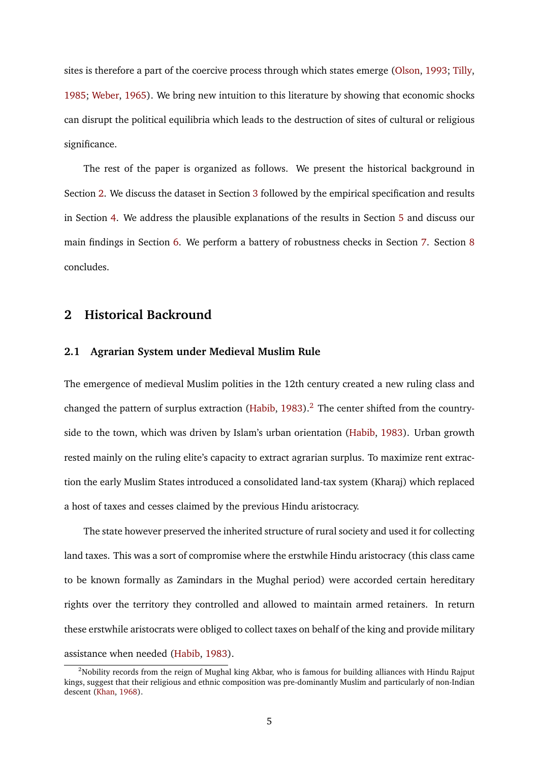sites is therefore a part of the coercive process through which states emerge (Olson, 1993; Tilly, 1985; Weber, 1965). We bring new intuition to this literature by showing that economic shocks can disrupt the political equilibria which leads to the destruction of sites of cultural or religious significance.

The rest of the paper is organized as follows. We present the historical background in Section 2. We discuss the dataset in Section 3 followed by the empirical specification and results in Section 4. We address the plausible explanations of the results in Section 5 and discuss our main findings in Section 6. We perform a battery of robustness checks in Section 7. Section 8 concludes.

## 2 Historical Backround

### 2.1 Agrarian System under Medieval Muslim Rule

The emergence of medieval Muslim polities in the 12th century created a new ruling class and changed the pattern of surplus extraction (Habib, 1983).[2] The center shifted from the countryside to the town, which was driven by Islam's urban orientation (Habib, 1983). Urban growth rested mainly on the ruling elite's capacity to extract agrarian surplus. To maximize rent extraction the early Muslim States introduced a consolidated land-tax system (Kharaj) which replaced a host of taxes and cesses claimed by the previous Hindu aristocracy.

The state however preserved the inherited structure of rural society and used it for collecting land taxes. This was a sort of compromise where the erstwhile Hindu aristocracy (this class came to be known formally as Zamindars in the Mughal period) were accorded certain hereditary rights over the territory they controlled and allowed to maintain armed retainers. In return these erstwhile aristocrats were obliged to collect taxes on behalf of the king and provide military assistance when needed (Habib, 1983).

[2] Nobility records from the reign of Mughal king Akbar, who is famous for building alliances with Hindu Rajput kings, suggest that their religious and ethnic composition was pre-dominantly Muslim and particularly of non-Indian descent (Khan, 1968).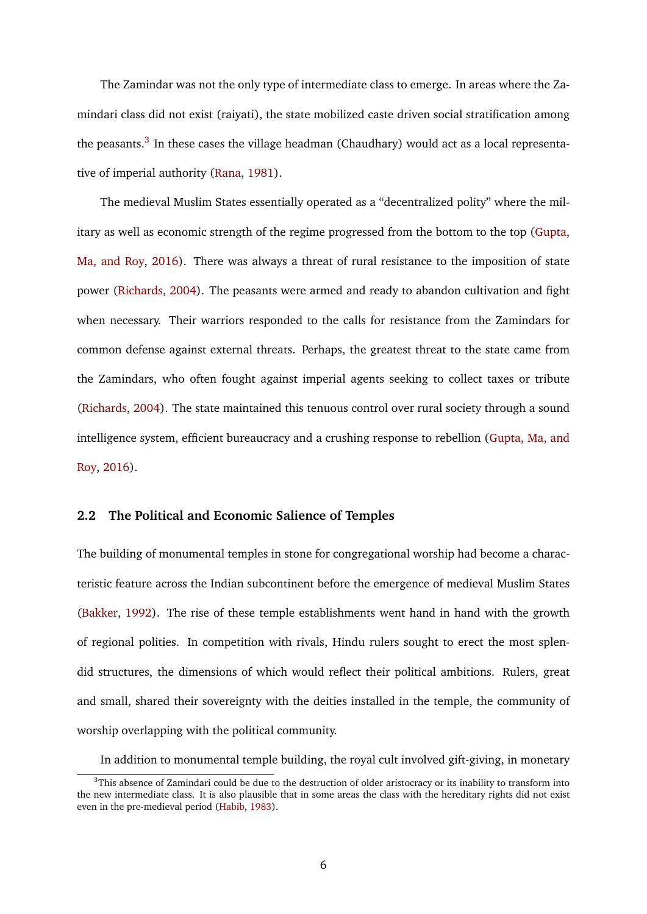The Zamindar was not the only type of intermediate class to emerge. In areas where the Zamindari class did not exist (raiyati), the state mobilized caste driven social stratification among the peasants.[3] In these cases the village headman (Chaudhary) would act as a local representative of imperial authority (Rana, 1981).

The medieval Muslim States essentially operated as a "decentralized polity" where the military as well as economic strength of the regime progressed from the bottom to the top (Gupta, Ma, and Roy, 2016). There was always a threat of rural resistance to the imposition of state power (Richards, 2004). The peasants were armed and ready to abandon cultivation and fight when necessary. Their warriors responded to the calls for resistance from the Zamindars for common defense against external threats. Perhaps, the greatest threat to the state came from the Zamindars, who often fought against imperial agents seeking to collect taxes or tribute (Richards, 2004). The state maintained this tenuous control over rural society through a sound intelligence system, efficient bureaucracy and a crushing response to rebellion (Gupta, Ma, and Roy, 2016).

### 2.2 The Political and Economic Salience of Temples

The building of monumental temples in stone for congregational worship had become a characteristic feature across the Indian subcontinent before the emergence of medieval Muslim States (Bakker, 1992). The rise of these temple establishments went hand in hand with the growth of regional polities. In competition with rivals, Hindu rulers sought to erect the most splendid structures, the dimensions of which would reflect their political ambitions. Rulers, great and small, shared their sovereignty with the deities installed in the temple, the community of worship overlapping with the political community.

In addition to monumental temple building, the royal cult involved gift-giving, in monetary

[3] This absence of Zamindari could be due to the destruction of older aristocracy or its inability to transform into the new intermediate class. It is also plausible that in some areas the class with the hereditary rights did not exist even in the pre-medieval period (Habib, 1983).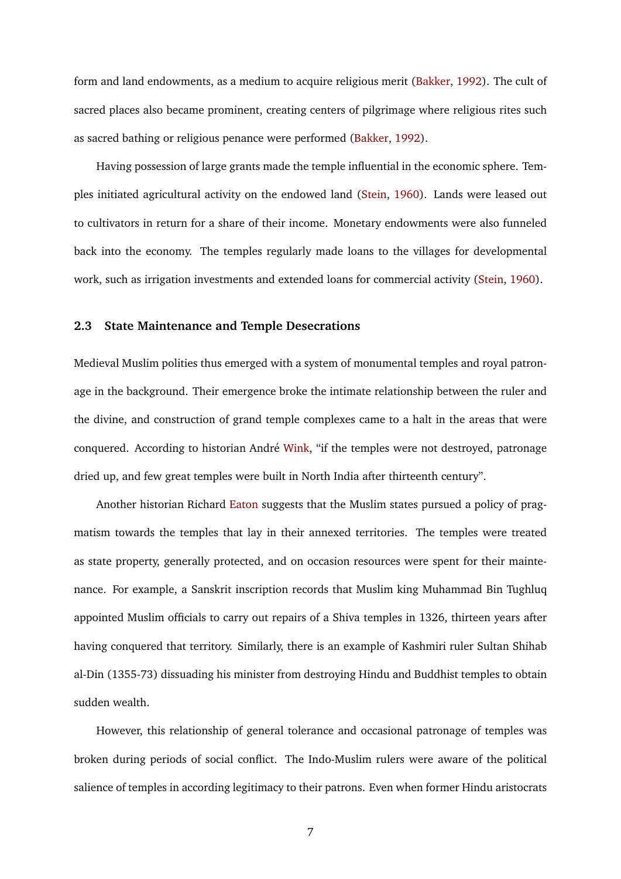form and land endowments, as a medium to acquire religious merit (Bakker, 1992). The cult of sacred places also became prominent, creating centers of pilgrimage where religious rites such as sacred bathing or religious penance were performed (Bakker, 1992).

Having possession of large grants made the temple influential in the economic sphere. Temples initiated agricultural activity on the endowed land (Stein, 1960). Lands were leased out to cultivators in return for a share of their income. Monetary endowments were also funneled back into the economy. The temples regularly made loans to the villages for developmental work, such as irrigation investments and extended loans for commercial activity (Stein, 1960).

### 2.3 State Maintenance and Temple Desecrations

Medieval Muslim polities thus emerged with a system of monumental temples and royal patronage in the background. Their emergence broke the intimate relationship between the ruler and the divine, and construction of grand temple complexes came to a halt in the areas that were conquered. According to historian André Wink, "if the temples were not destroyed, patronage dried up, and few great temples were built in North India after thirteenth century".

Another historian Richard Eaton suggests that the Muslim states pursued a policy of pragmatism towards the temples that lay in their annexed territories. The temples were treated as state property, generally protected, and on occasion resources were spent for their maintenance. For example, a Sanskrit inscription records that Muslim king Muhammad Bin Tughluq appointed Muslim officials to carry out repairs of a Shiva temples in 1326, thirteen years after having conquered that territory. Similarly, there is an example of Kashmiri ruler Sultan Shihab al-Din (1355-73) dissuading his minister from destroying Hindu and Buddhist temples to obtain sudden wealth.

However, this relationship of general tolerance and occasional patronage of temples was broken during periods of social conflict. The Indo-Muslim rulers were aware of the political salience of temples in according legitimacy to their patrons. Even when former Hindu aristocrats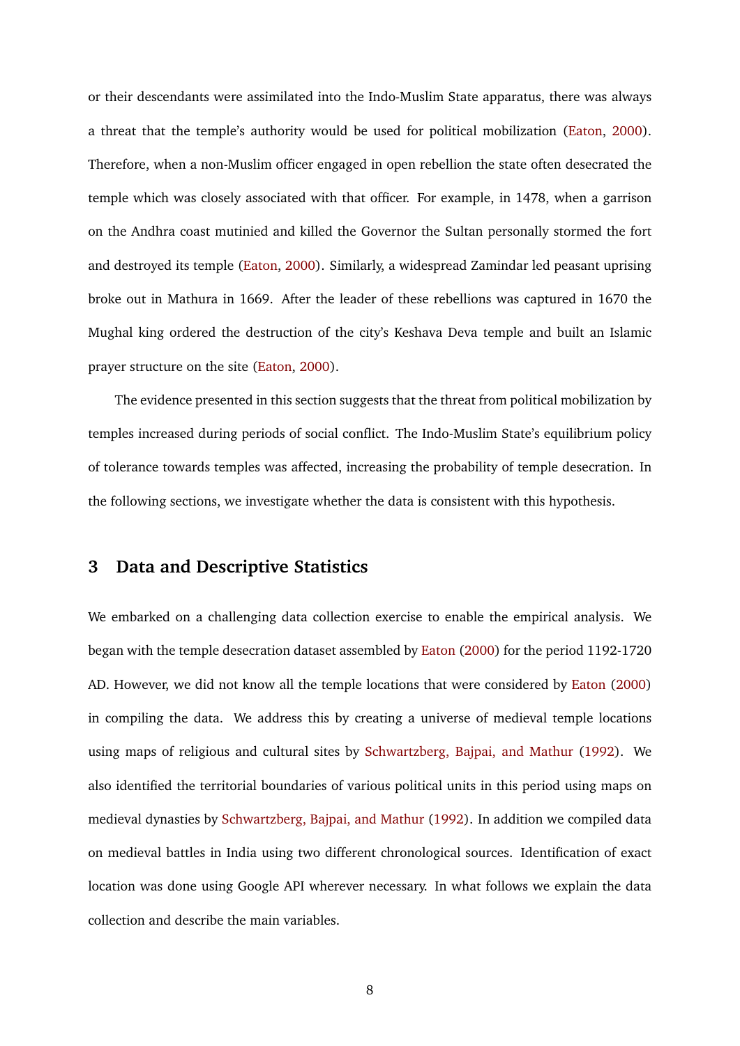or their descendants were assimilated into the Indo-Muslim State apparatus, there was always a threat that the temple's authority would be used for political mobilization (Eaton, 2000). Therefore, when a non-Muslim officer engaged in open rebellion the state often desecrated the temple which was closely associated with that officer. For example, in 1478, when a garrison on the Andhra coast mutinied and killed the Governor the Sultan personally stormed the fort and destroyed its temple (Eaton, 2000). Similarly, a widespread Zamindar led peasant uprising broke out in Mathura in 1669. After the leader of these rebellions was captured in 1670 the Mughal king ordered the destruction of the city's Keshava Deva temple and built an Islamic prayer structure on the site (Eaton, 2000).

The evidence presented in this section suggests that the threat from political mobilization by temples increased during periods of social conflict. The Indo-Muslim State's equilibrium policy of tolerance towards temples was affected, increasing the probability of temple desecration. In the following sections, we investigate whether the data is consistent with this hypothesis.

## 3 Data and Descriptive Statistics

We embarked on a challenging data collection exercise to enable the empirical analysis. We began with the temple desecration dataset assembled by Eaton (2000) for the period 1192-1720 AD. However, we did not know all the temple locations that were considered by Eaton (2000) in compiling the data. We address this by creating a universe of medieval temple locations using maps of religious and cultural sites by Schwartzberg, Bajpai, and Mathur (1992). We also identified the territorial boundaries of various political units in this period using maps on medieval dynasties by Schwartzberg, Bajpai, and Mathur (1992). In addition we compiled data on medieval battles in India using two different chronological sources. Identification of exact location was done using Google API wherever necessary. In what follows we explain the data collection and describe the main variables.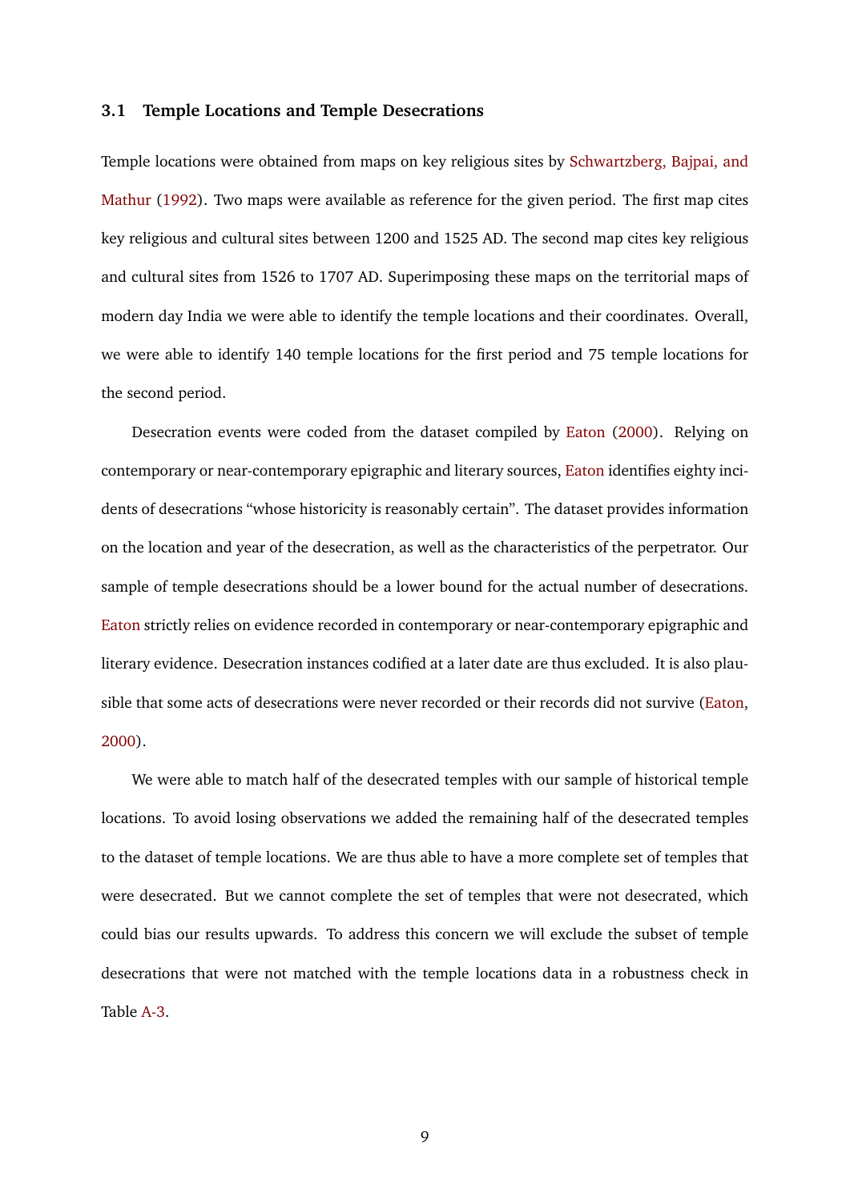### 3.1 Temple Locations and Temple Desecrations

Temple locations were obtained from maps on key religious sites by Schwartzberg, Bajpai, and Mathur (1992). Two maps were available as reference for the given period. The first map cites key religious and cultural sites between 1200 and 1525 AD. The second map cites key religious and cultural sites from 1526 to 1707 AD. Superimposing these maps on the territorial maps of modern day India we were able to identify the temple locations and their coordinates. Overall, we were able to identify 140 temple locations for the first period and 75 temple locations for the second period.

Desecration events were coded from the dataset compiled by Eaton (2000). Relying on contemporary or near-contemporary epigraphic and literary sources, Eaton identifies eighty incidents of desecrations "whose historicity is reasonably certain". The dataset provides information on the location and year of the desecration, as well as the characteristics of the perpetrator. Our sample of temple desecrations should be a lower bound for the actual number of desecrations. Eaton strictly relies on evidence recorded in contemporary or near-contemporary epigraphic and literary evidence. Desecration instances codified at a later date are thus excluded. It is also plausible that some acts of desecrations were never recorded or their records did not survive (Eaton, 2000).

We were able to match half of the desecrated temples with our sample of historical temple locations. To avoid losing observations we added the remaining half of the desecrated temples to the dataset of temple locations. We are thus able to have a more complete set of temples that were desecrated. But we cannot complete the set of temples that were not desecrated, which could bias our results upwards. To address this concern we will exclude the subset of temple desecrations that were not matched with the temple locations data in a robustness check in Table A-3.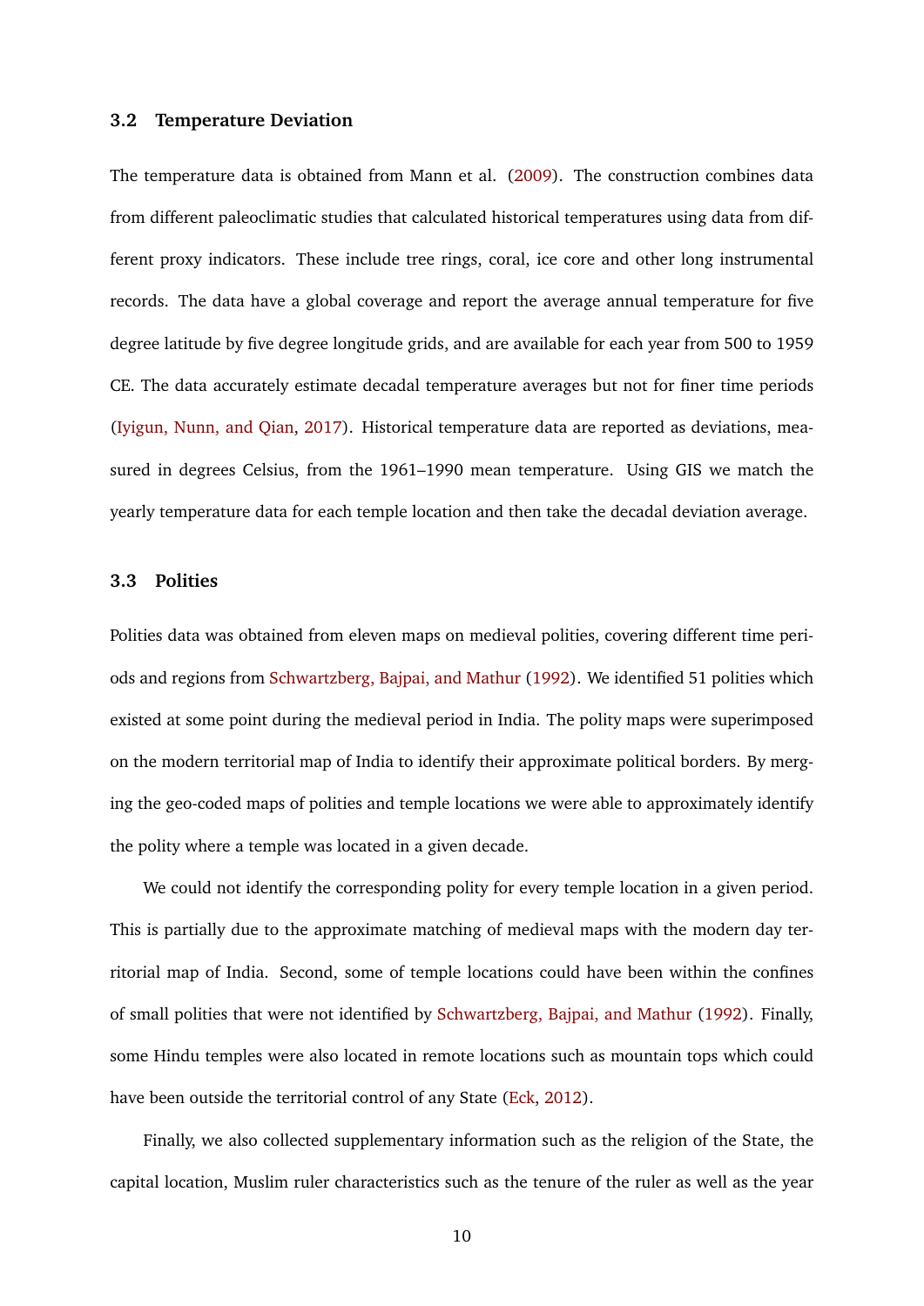### 3.2 Temperature Deviation

The temperature data is obtained from Mann et al. (2009). The construction combines data from different paleoclimatic studies that calculated historical temperatures using data from different proxy indicators. These include tree rings, coral, ice core and other long instrumental records. The data have a global coverage and report the average annual temperature for five degree latitude by five degree longitude grids, and are available for each year from 500 to 1959 CE. The data accurately estimate decadal temperature averages but not for finer time periods (Iyigun, Nunn, and Qian, 2017). Historical temperature data are reported as deviations, measured in degrees Celsius, from the 1961–1990 mean temperature. Using GIS we match the yearly temperature data for each temple location and then take the decadal deviation average.

### 3.3 Polities

Polities data was obtained from eleven maps on medieval polities, covering different time periods and regions from Schwartzberg, Bajpai, and Mathur (1992). We identified 51 polities which existed at some point during the medieval period in India. The polity maps were superimposed on the modern territorial map of India to identify their approximate political borders. By merging the geo-coded maps of polities and temple locations we were able to approximately identify the polity where a temple was located in a given decade.

We could not identify the corresponding polity for every temple location in a given period. This is partially due to the approximate matching of medieval maps with the modern day territorial map of India. Second, some of temple locations could have been within the confines of small polities that were not identified by Schwartzberg, Bajpai, and Mathur (1992). Finally, some Hindu temples were also located in remote locations such as mountain tops which could have been outside the territorial control of any State (Eck, 2012).

Finally, we also collected supplementary information such as the religion of the State, the capital location, Muslim ruler characteristics such as the tenure of the ruler as well as the year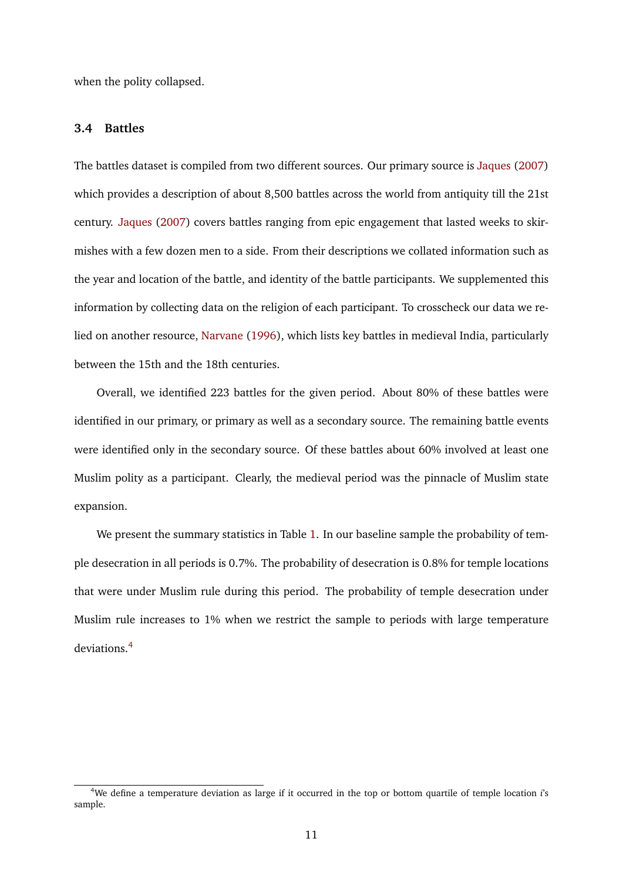when the polity collapsed.

### 3.4 Battles

The battles dataset is compiled from two different sources. Our primary source is Jaques (2007) which provides a description of about 8,500 battles across the world from antiquity till the 21st century. Jaques (2007) covers battles ranging from epic engagement that lasted weeks to skirmishes with a few dozen men to a side. From their descriptions we collated information such as the year and location of the battle, and identity of the battle participants. We supplemented this information by collecting data on the religion of each participant. To crosscheck our data we relied on another resource, Narvane (1996), which lists key battles in medieval India, particularly between the 15th and the 18th centuries.

Overall, we identified 223 battles for the given period. About 80% of these battles were identified in our primary, or primary as well as a secondary source. The remaining battle events were identified only in the secondary source. Of these battles about 60% involved at least one Muslim polity as a participant. Clearly, the medieval period was the pinnacle of Muslim state expansion.

We present the summary statistics in Table 1. In our baseline sample the probability of temple desecration in all periods is 0.7%. The probability of desecration is 0.8% for temple locations that were under Muslim rule during this period. The probability of temple desecration under Muslim rule increases to 1% when we restrict the sample to periods with large temperature deviations.[4]

[4] We define a temperature deviation as large if it occurred in the top or bottom quartile of temple location $i$'s sample.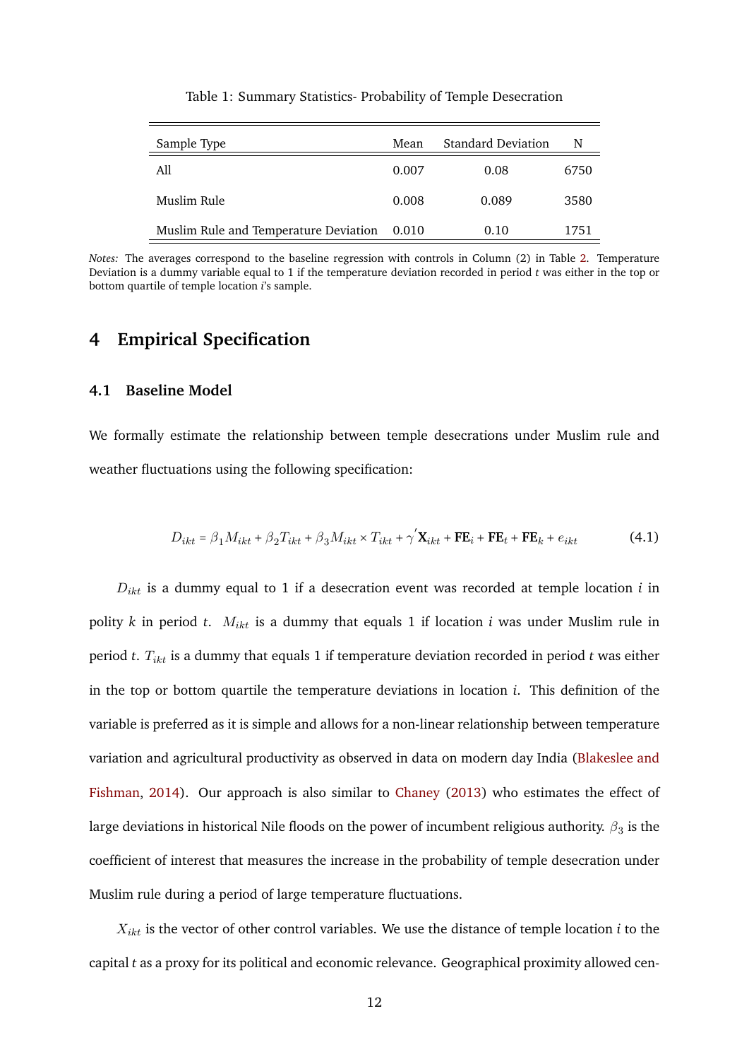Table 1: Summary Statistics- Probability of Temple Desecration

| Sample Type | Mean | Standard Deviation | N |
|---|---|---|---|
| All | 0.007 | 0.08 | 6750 |
| Muslim Rule | 0.008 | 0.089 | 3580 |
| Muslim Rule and Temperature Deviation | 0.010 | 0.10 | 1751 |

*Notes:* The averages correspond to the baseline regression with controls in Column (2) in Table 2. Temperature Deviation is a dummy variable equal to 1 if the temperature deviation recorded in period *t* was either in the top or bottom quartile of temple location *i*'s sample.

# 4 Empirical Specification

## 4.1 Baseline Model

We formally estimate the relationship between temple desecrations under Muslim rule and weather fluctuations using the following specification:

$$D_{ikt} = \beta_1 M_{ikt} + \beta_2 T_{ikt} + \beta_3 M_{ikt} \times T_{ikt} + \gamma' \mathbf{X}_{ikt} + \mathbf{FE}_i + \mathbf{FE}_t + \mathbf{FE}_k + e_{ikt} \tag{4.1}$$

$D_{ikt}$ is a dummy equal to 1 if a desecration event was recorded at temple location $i$ in polity $k$ in period $t$. $M_{ikt}$ is a dummy that equals 1 if location $i$ was under Muslim rule in period $t$. $T_{ikt}$ is a dummy that equals 1 if temperature deviation recorded in period $t$ was either in the top or bottom quartile the temperature deviations in location $i$. This definition of the variable is preferred as it is simple and allows for a non-linear relationship between temperature variation and agricultural productivity as observed in data on modern day India (Blakeslee and Fishman, 2014). Our approach is also similar to Chaney (2013) who estimates the effect of large deviations in historical Nile floods on the power of incumbent religious authority. $\beta_3$ is the coefficient of interest that measures the increase in the probability of temple desecration under Muslim rule during a period of large temperature fluctuations.

$X_{ikt}$ is the vector of other control variables. We use the distance of temple location $i$ to the capital $t$ as a proxy for its political and economic relevance. Geographical proximity allowed cen-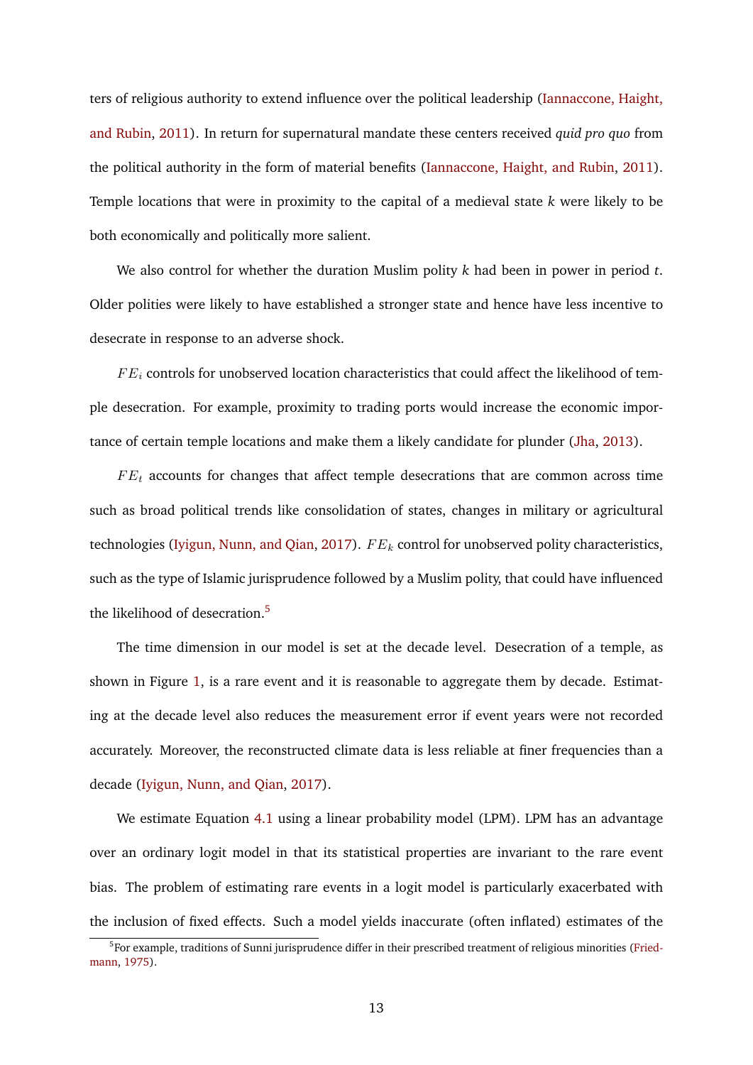ters of religious authority to extend influence over the political leadership (Iannaccone, Haight, and Rubin, 2011). In return for supernatural mandate these centers received *quid pro quo* from the political authority in the form of material benefits (Iannaccone, Haight, and Rubin, 2011). Temple locations that were in proximity to the capital of a medieval state *k* were likely to be both economically and politically more salient.

We also control for whether the duration Muslim polity *k* had been in power in period *t*. Older polities were likely to have established a stronger state and hence have less incentive to desecrate in response to an adverse shock.

$FE_i$ controls for unobserved location characteristics that could affect the likelihood of temple desecration. For example, proximity to trading ports would increase the economic importance of certain temple locations and make them a likely candidate for plunder (Jha, 2013).

$FE_t$ accounts for changes that affect temple desecrations that are common across time such as broad political trends like consolidation of states, changes in military or agricultural technologies (Iyigun, Nunn, and Qian, 2017). $FE_k$ control for unobserved polity characteristics, such as the type of Islamic jurisprudence followed by a Muslim polity, that could have influenced the likelihood of desecration.[5]

The time dimension in our model is set at the decade level. Desecration of a temple, as shown in Figure 1, is a rare event and it is reasonable to aggregate them by decade. Estimating at the decade level also reduces the measurement error if event years were not recorded accurately. Moreover, the reconstructed climate data is less reliable at finer frequencies than a decade (Iyigun, Nunn, and Qian, 2017).

We estimate Equation 4.1 using a linear probability model (LPM). LPM has an advantage over an ordinary logit model in that its statistical properties are invariant to the rare event bias. The problem of estimating rare events in a logit model is particularly exacerbated with the inclusion of fixed effects. Such a model yields inaccurate (often inflated) estimates of the

[5] For example, traditions of Sunni jurisprudence differ in their prescribed treatment of religious minorities (Friedmann, 1975).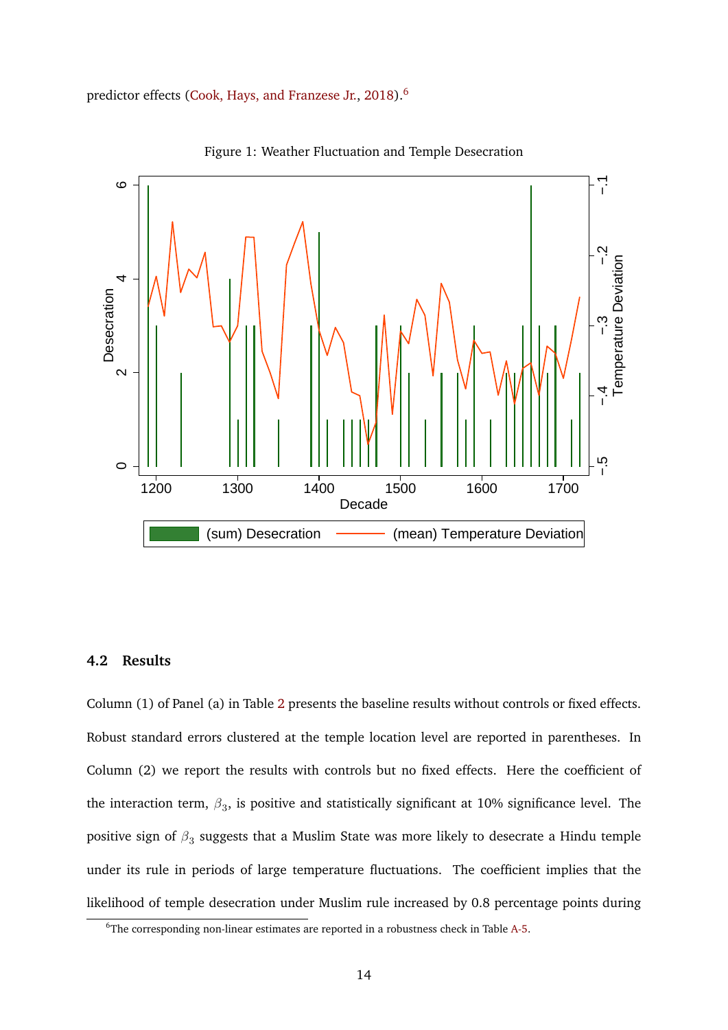predictor effects (Cook, Hays, and Franzese Jr., 2018).[6]

Figure 1: Weather Fluctuation and Temple Desecration

## 4.2 Results

Column (1) of Panel (a) in Table 2 presents the baseline results without controls or fixed effects. Robust standard errors clustered at the temple location level are reported in parentheses. In Column (2) we report the results with controls but no fixed effects. Here the coefficient of the interaction term, $\beta_3$, is positive and statistically significant at 10% significance level. The positive sign of $\beta_3$ suggests that a Muslim State was more likely to desecrate a Hindu temple under its rule in periods of large temperature fluctuations. The coefficient implies that the likelihood of temple desecration under Muslim rule increased by 0.8 percentage points during

[6]The corresponding non-linear estimates are reported in a robustness check in Table A-5.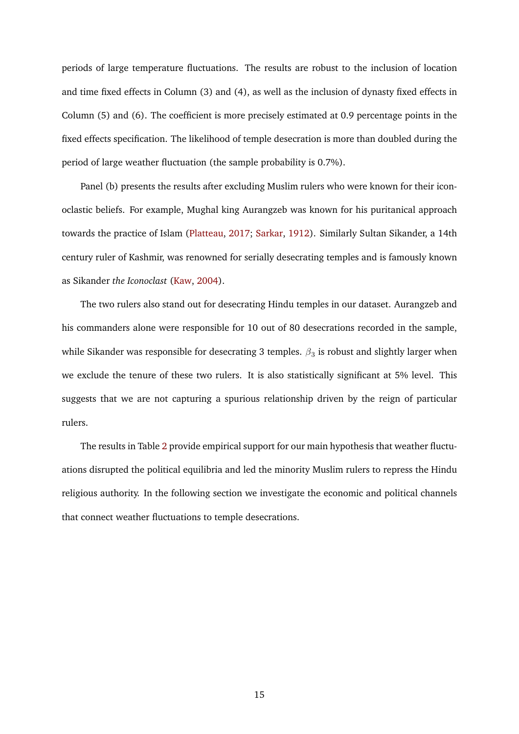periods of large temperature fluctuations. The results are robust to the inclusion of location and time fixed effects in Column (3) and (4), as well as the inclusion of dynasty fixed effects in Column (5) and (6). The coefficient is more precisely estimated at 0.9 percentage points in the fixed effects specification. The likelihood of temple desecration is more than doubled during the period of large weather fluctuation (the sample probability is 0.7%).

Panel (b) presents the results after excluding Muslim rulers who were known for their iconoclastic beliefs. For example, Mughal king Aurangzeb was known for his puritanical approach towards the practice of Islam (Platteau, 2017; Sarkar, 1912). Similarly Sultan Sikander, a 14th century ruler of Kashmir, was renowned for serially desecrating temples and is famously known as Sikander *the Iconoclast* (Kaw, 2004).

The two rulers also stand out for desecrating Hindu temples in our dataset. Aurangzeb and his commanders alone were responsible for 10 out of 80 desecrations recorded in the sample, while Sikander was responsible for desecrating 3 temples. $\beta_3$ is robust and slightly larger when we exclude the tenure of these two rulers. It is also statistically significant at 5% level. This suggests that we are not capturing a spurious relationship driven by the reign of particular rulers.

The results in Table 2 provide empirical support for our main hypothesis that weather fluctuations disrupted the political equilibria and led the minority Muslim rulers to repress the Hindu religious authority. In the following section we investigate the economic and political channels that connect weather fluctuations to temple desecrations.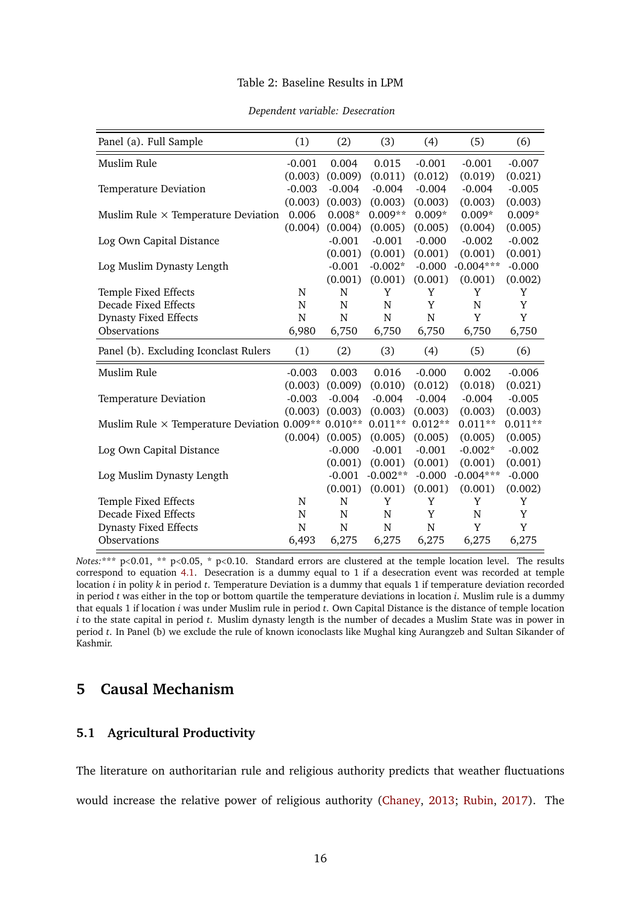Table 2: Baseline Results in LPM

*Dependent variable: Desecration*

| Panel (a). Full Sample | (1) | (2) | (3) | (4) | (5) | (6) |
|---|---|---|---|---|---|---|
| Muslim Rule | -0.001 | 0.004 | 0.015 | -0.001 | -0.001 | -0.007 |
| | (0.003) | (0.009) | (0.011) | (0.012) | (0.019) | (0.021) |
| Temperature Deviation | -0.003 | -0.004 | -0.004 | -0.004 | -0.004 | -0.005 |
| | (0.003) | (0.003) | (0.003) | (0.003) | (0.003) | (0.003) |
| Muslim Rule × Temperature Deviation | 0.006 | 0.008* | 0.009** | 0.009* | 0.009* | 0.009* |
| | (0.004) | (0.004) | (0.005) | (0.005) | (0.004) | (0.005) |
| Log Own Capital Distance | | -0.001 | -0.001 | -0.000 | -0.002 | -0.002 |
| | | (0.001) | (0.001) | (0.001) | (0.001) | (0.001) |
| Log Muslim Dynasty Length | | -0.001 | -0.002* | -0.000 | -0.004*** | -0.000 |
| | | (0.001) | (0.001) | (0.001) | (0.001) | (0.002) |
| Temple Fixed Effects | N | N | Y | Y | Y | Y |
| Decade Fixed Effects | N | N | N | Y | N | Y |
| Dynasty Fixed Effects | N | N | N | N | Y | Y |
| Observations | 6,980 | 6,750 | 6,750 | 6,750 | 6,750 | 6,750 |
| **Panel (b). Excluding Iconclast Rulers** | **(1)** | **(2)** | **(3)** | **(4)** | **(5)** | **(6)** |
| Muslim Rule | -0.003 | 0.003 | 0.016 | -0.000 | 0.002 | -0.006 |
| | (0.003) | (0.009) | (0.010) | (0.012) | (0.018) | (0.021) |
| Temperature Deviation | -0.003 | -0.004 | -0.004 | -0.004 | -0.004 | -0.005 |
| | (0.003) | (0.003) | (0.003) | (0.003) | (0.003) | (0.003) |
| Muslim Rule × Temperature Deviation | 0.009** | 0.010** | 0.011** | 0.012** | 0.011** | 0.011** |
| | (0.004) | (0.005) | (0.005) | (0.005) | (0.005) | (0.005) |
| Log Own Capital Distance | | -0.000 | -0.001 | -0.001 | -0.002* | -0.002 |
| | | (0.001) | (0.001) | (0.001) | (0.001) | (0.001) |
| Log Muslim Dynasty Length | | -0.001 | -0.002** | -0.000 | -0.004*** | -0.000 |
| | | (0.001) | (0.001) | (0.001) | (0.001) | (0.002) |
| Temple Fixed Effects | N | N | Y | Y | Y | Y |
| Decade Fixed Effects | N | N | N | Y | N | Y |
| Dynasty Fixed Effects | N | N | N | N | Y | Y |
| Observations | 6,493 | 6,275 | 6,275 | 6,275 | 6,275 | 6,275 |

*Notes:* *** p<0.01, ** p<0.05, * p<0.10. Standard errors are clustered at the temple location level. The results correspond to equation 4.1. Desecration is a dummy equal to 1 if a desecration event was recorded at temple location $i$ in polity $k$ in period $t$. Temperature Deviation is a dummy that equals 1 if temperature deviation recorded in period $t$ was either in the top or bottom quartile the temperature deviations in location $i$. Muslim rule is a dummy that equals 1 if location $i$ was under Muslim rule in period $t$. Own Capital Distance is the distance of temple location $i$ to the state capital in period $t$. Muslim dynasty length is the number of decades a Muslim State was in power in period $t$. In Panel (b) we exclude the rule of known iconoclasts like Mughal king Aurangzeb and Sultan Sikander of Kashmir.

## 5 Causal Mechanism

### 5.1 Agricultural Productivity

The literature on authoritarian rule and religious authority predicts that weather fluctuations would increase the relative power of religious authority (Chaney, 2013; Rubin, 2017). The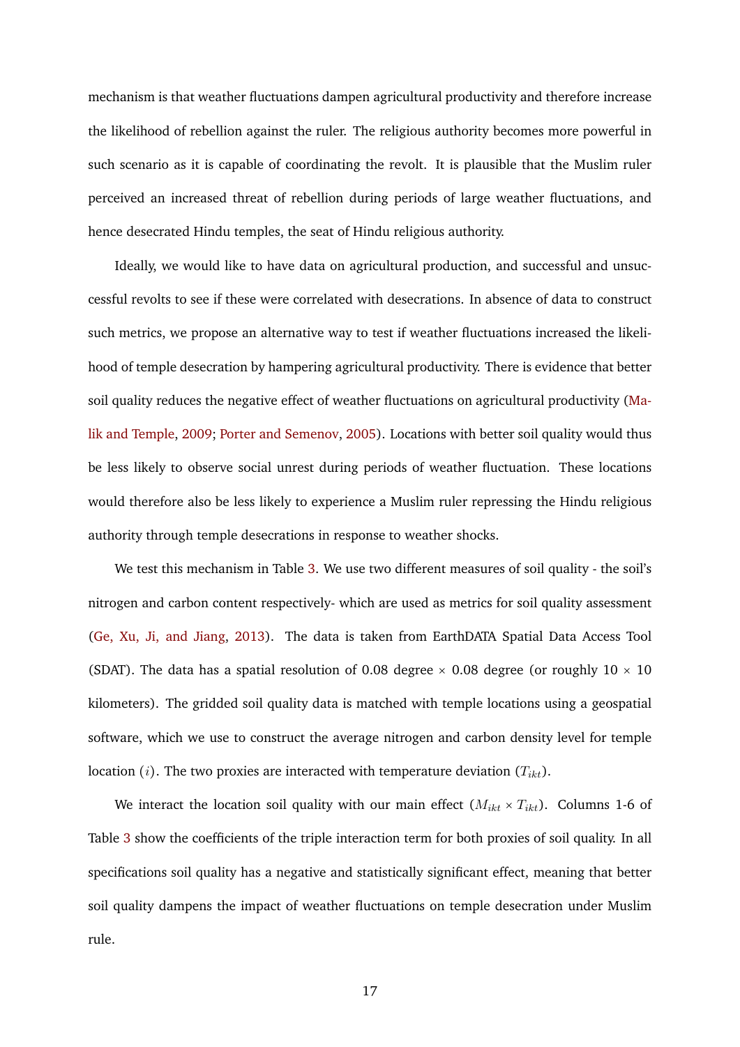mechanism is that weather fluctuations dampen agricultural productivity and therefore increase the likelihood of rebellion against the ruler. The religious authority becomes more powerful in such scenario as it is capable of coordinating the revolt. It is plausible that the Muslim ruler perceived an increased threat of rebellion during periods of large weather fluctuations, and hence desecrated Hindu temples, the seat of Hindu religious authority.

Ideally, we would like to have data on agricultural production, and successful and unsuccessful revolts to see if these were correlated with desecrations. In absence of data to construct such metrics, we propose an alternative way to test if weather fluctuations increased the likelihood of temple desecration by hampering agricultural productivity. There is evidence that better soil quality reduces the negative effect of weather fluctuations on agricultural productivity (Malik and Temple, 2009; Porter and Semenov, 2005). Locations with better soil quality would thus be less likely to observe social unrest during periods of weather fluctuation. These locations would therefore also be less likely to experience a Muslim ruler repressing the Hindu religious authority through temple desecrations in response to weather shocks.

We test this mechanism in Table 3. We use two different measures of soil quality - the soil's nitrogen and carbon content respectively- which are used as metrics for soil quality assessment (Ge, Xu, Ji, and Jiang, 2013). The data is taken from EarthDATA Spatial Data Access Tool (SDAT). The data has a spatial resolution of 0.08 degree $\times$ 0.08 degree (or roughly 10 $\times$ 10 kilometers). The gridded soil quality data is matched with temple locations using a geospatial software, which we use to construct the average nitrogen and carbon density level for temple location $(i)$. The two proxies are interacted with temperature deviation $(T_{ikt})$.

We interact the location soil quality with our main effect $(M_{ikt} \times T_{ikt})$. Columns 1-6 of Table 3 show the coefficients of the triple interaction term for both proxies of soil quality. In all specifications soil quality has a negative and statistically significant effect, meaning that better soil quality dampens the impact of weather fluctuations on temple desecration under Muslim rule.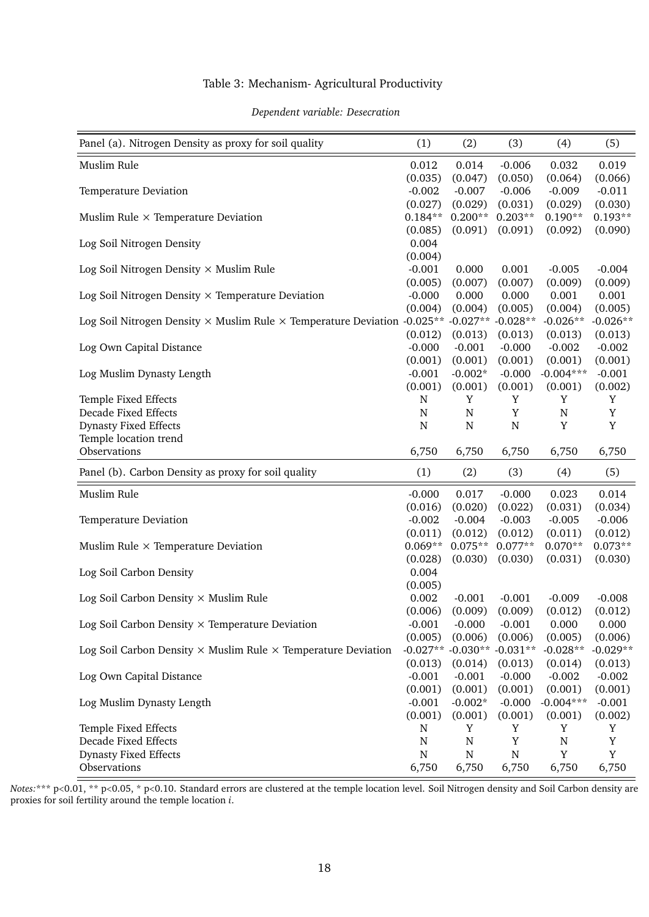Table 3: Mechanism- Agricultural Productivity

*Dependent variable: Desecration*

| Panel (a). Nitrogen Density as proxy for soil quality | (1) | (2) | (3) | (4) | (5) |
|---|---|---|---|---|---|
| Muslim Rule | 0.012 | 0.014 | -0.006 | 0.032 | 0.019 |
| | (0.035) | (0.047) | (0.050) | (0.064) | (0.066) |
| Temperature Deviation | -0.002 | -0.007 | -0.006 | -0.009 | -0.011 |
| | (0.027) | (0.029) | (0.031) | (0.029) | (0.030) |
| Muslim Rule × Temperature Deviation | 0.184** | 0.200** | 0.203** | 0.190** | 0.193** |
| | (0.085) | (0.091) | (0.091) | (0.092) | (0.090) |
| Log Soil Nitrogen Density | 0.004 | | | | |
| | (0.004) | | | | |
| Log Soil Nitrogen Density × Muslim Rule | -0.001 | 0.000 | 0.001 | -0.005 | -0.004 |
| | (0.005) | (0.007) | (0.007) | (0.009) | (0.009) |
| Log Soil Nitrogen Density × Temperature Deviation | -0.000 | 0.000 | 0.000 | 0.001 | 0.001 |
| | (0.004) | (0.004) | (0.005) | (0.004) | (0.005) |
| Log Soil Nitrogen Density × Muslim Rule × Temperature Deviation | -0.025** | -0.027** | -0.028** | -0.026** | -0.026** |
| | (0.012) | (0.013) | (0.013) | (0.013) | (0.013) |
| Log Own Capital Distance | -0.000 | -0.001 | -0.000 | -0.002 | -0.002 |
| | (0.001) | (0.001) | (0.001) | (0.001) | (0.001) |
| Log Muslim Dynasty Length | -0.001 | -0.002* | -0.000 | -0.004*** | -0.001 |
| | (0.001) | (0.001) | (0.001) | (0.001) | (0.002) |
| Temple Fixed Effects | N | Y | Y | Y | Y |
| Decade Fixed Effects | N | N | Y | N | Y |
| Dynasty Fixed Effects | N | N | N | Y | Y |
| Temple location trend | | | | | |
| Observations | 6,750 | 6,750 | 6,750 | 6,750 | 6,750 |
| **Panel (b). Carbon Density as proxy for soil quality** | **(1)** | **(2)** | **(3)** | **(4)** | **(5)** |
| Muslim Rule | -0.000 | 0.017 | -0.000 | 0.023 | 0.014 |
| | (0.016) | (0.020) | (0.022) | (0.031) | (0.034) |
| Temperature Deviation | -0.002 | -0.004 | -0.003 | -0.005 | -0.006 |
| | (0.011) | (0.012) | (0.012) | (0.011) | (0.012) |
| Muslim Rule × Temperature Deviation | 0.069** | 0.075** | 0.077** | 0.070** | 0.073** |
| | (0.028) | (0.030) | (0.030) | (0.031) | (0.030) |
| Log Soil Carbon Density | 0.004 | | | | |
| | (0.005) | | | | |
| Log Soil Carbon Density × Muslim Rule | 0.002 | -0.001 | -0.001 | -0.009 | -0.008 |
| | (0.006) | (0.009) | (0.009) | (0.012) | (0.012) |
| Log Soil Carbon Density × Temperature Deviation | -0.001 | -0.000 | -0.001 | 0.000 | 0.000 |
| | (0.005) | (0.006) | (0.006) | (0.005) | (0.006) |
| Log Soil Carbon Density × Muslim Rule × Temperature Deviation | -0.027** | -0.030** | -0.031** | -0.028** | -0.029** |
| | (0.013) | (0.014) | (0.013) | (0.014) | (0.013) |
| Log Own Capital Distance | -0.001 | -0.001 | -0.000 | -0.002 | -0.002 |
| | (0.001) | (0.001) | (0.001) | (0.001) | (0.001) |
| Log Muslim Dynasty Length | -0.001 | -0.002* | -0.000 | -0.004*** | -0.001 |
| | (0.001) | (0.001) | (0.001) | (0.001) | (0.002) |
| Temple Fixed Effects | N | Y | Y | Y | Y |
| Decade Fixed Effects | N | N | Y | N | Y |
| Dynasty Fixed Effects | N | N | N | Y | Y |
| Observations | 6,750 | 6,750 | 6,750 | 6,750 | 6,750 |

*Notes:* *** p<0.01, ** p<0.05, * p<0.10. Standard errors are clustered at the temple location level. Soil Nitrogen density and Soil Carbon density are proxies for soil fertility around the temple location $i$.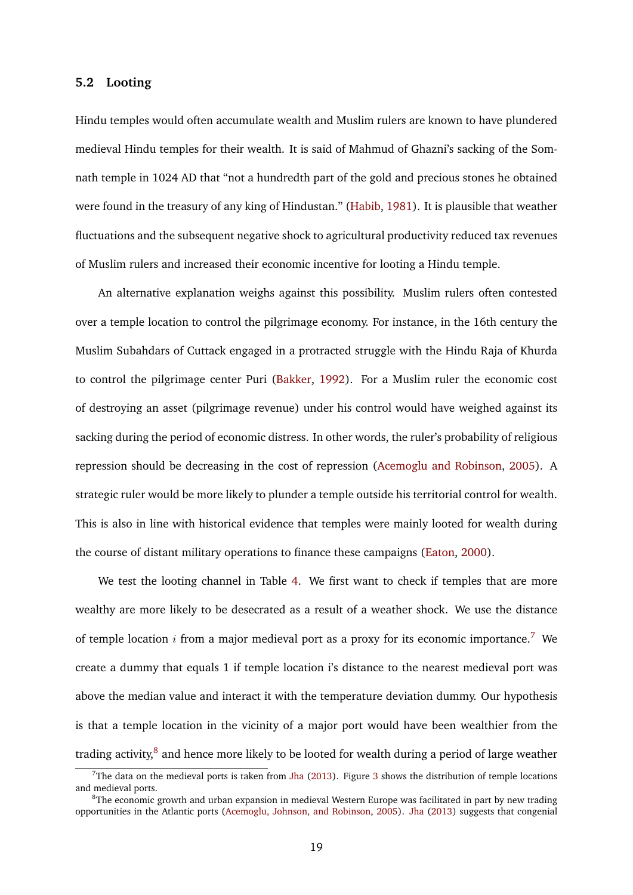### 5.2 Looting

Hindu temples would often accumulate wealth and Muslim rulers are known to have plundered medieval Hindu temples for their wealth. It is said of Mahmud of Ghazni's sacking of the Somnath temple in 1024 AD that "not a hundredth part of the gold and precious stones he obtained were found in the treasury of any king of Hindustan." (Habib, 1981). It is plausible that weather fluctuations and the subsequent negative shock to agricultural productivity reduced tax revenues of Muslim rulers and increased their economic incentive for looting a Hindu temple.

An alternative explanation weighs against this possibility. Muslim rulers often contested over a temple location to control the pilgrimage economy. For instance, in the 16th century the Muslim Subahdars of Cuttack engaged in a protracted struggle with the Hindu Raja of Khurda to control the pilgrimage center Puri (Bakker, 1992). For a Muslim ruler the economic cost of destroying an asset (pilgrimage revenue) under his control would have weighed against its sacking during the period of economic distress. In other words, the ruler's probability of religious repression should be decreasing in the cost of repression (Acemoglu and Robinson, 2005). A strategic ruler would be more likely to plunder a temple outside his territorial control for wealth. This is also in line with historical evidence that temples were mainly looted for wealth during the course of distant military operations to finance these campaigns (Eaton, 2000).

We test the looting channel in Table 4. We first want to check if temples that are more wealthy are more likely to be desecrated as a result of a weather shock. We use the distance of temple location $i$ from a major medieval port as a proxy for its economic importance.[7] We create a dummy that equals 1 if temple location i's distance to the nearest medieval port was above the median value and interact it with the temperature deviation dummy. Our hypothesis is that a temple location in the vicinity of a major port would have been wealthier from the trading activity,[8] and hence more likely to be looted for wealth during a period of large weather

[7] The data on the medieval ports is taken from Jha (2013). Figure 3 shows the distribution of temple locations and medieval ports.

[8] The economic growth and urban expansion in medieval Western Europe was facilitated in part by new trading opportunities in the Atlantic ports (Acemoglu, Johnson, and Robinson, 2005). Jha (2013) suggests that congenial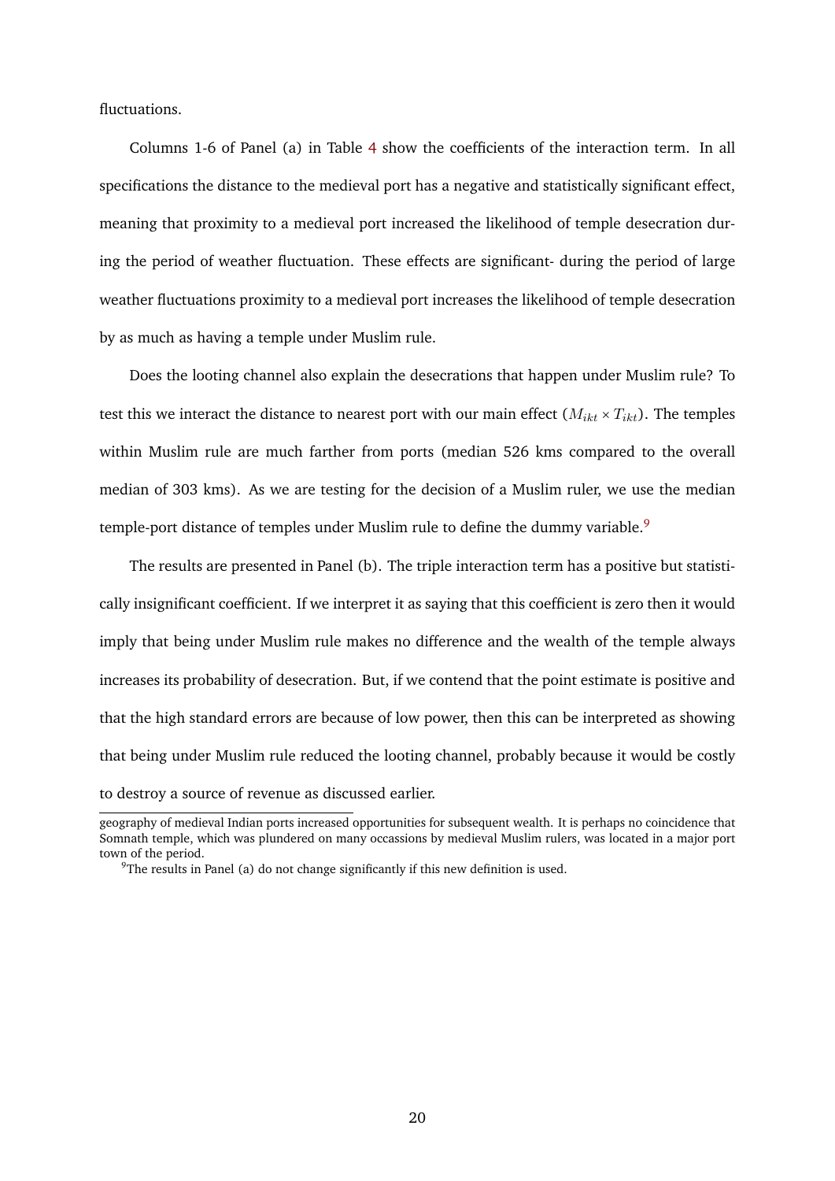fluctuations.

Columns 1-6 of Panel (a) in Table 4 show the coefficients of the interaction term. In all specifications the distance to the medieval port has a negative and statistically significant effect, meaning that proximity to a medieval port increased the likelihood of temple desecration during the period of weather fluctuation. These effects are significant- during the period of large weather fluctuations proximity to a medieval port increases the likelihood of temple desecration by as much as having a temple under Muslim rule.

Does the looting channel also explain the desecrations that happen under Muslim rule? To test this we interact the distance to nearest port with our main effect ($M_{ikt} \times T_{ikt}$). The temples within Muslim rule are much farther from ports (median 526 kms compared to the overall median of 303 kms). As we are testing for the decision of a Muslim ruler, we use the median temple-port distance of temples under Muslim rule to define the dummy variable.[9]

The results are presented in Panel (b). The triple interaction term has a positive but statistically insignificant coefficient. If we interpret it as saying that this coefficient is zero then it would imply that being under Muslim rule makes no difference and the wealth of the temple always increases its probability of desecration. But, if we contend that the point estimate is positive and that the high standard errors are because of low power, then this can be interpreted as showing that being under Muslim rule reduced the looting channel, probably because it would be costly to destroy a source of revenue as discussed earlier.

---

geography of medieval Indian ports increased opportunities for subsequent wealth. It is perhaps no coincidence that Somnath temple, which was plundered on many occassions by medieval Muslim rulers, was located in a major port town of the period.

[9]The results in Panel (a) do not change significantly if this new definition is used.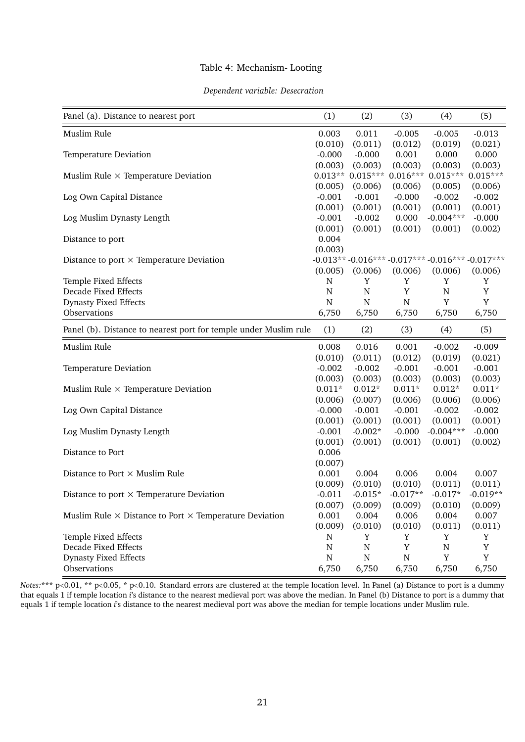Table 4: Mechanism- Looting

*Dependent variable: Desecration*

| Panel (a). Distance to nearest port | (1) | (2) | (3) | (4) | (5) |
|---|---|---|---|---|---|
| Muslim Rule | 0.003 | 0.011 | -0.005 | -0.005 | -0.013 |
| | (0.010) | (0.011) | (0.012) | (0.019) | (0.021) |
| Temperature Deviation | -0.000 | -0.000 | 0.001 | 0.000 | 0.000 |
| | (0.003) | (0.003) | (0.003) | (0.003) | (0.003) |
| Muslim Rule × Temperature Deviation | 0.013** | 0.015*** | 0.016*** | 0.015*** | 0.015*** |
| | (0.005) | (0.006) | (0.006) | (0.005) | (0.006) |
| Log Own Capital Distance | -0.001 | -0.001 | -0.000 | -0.002 | -0.002 |
| | (0.001) | (0.001) | (0.001) | (0.001) | (0.001) |
| Log Muslim Dynasty Length | -0.001 | -0.002 | 0.000 | -0.004*** | -0.000 |
| | (0.001) | (0.001) | (0.001) | (0.001) | (0.002) |
| Distance to port | 0.004 | | | | |
| | (0.003) | | | | |
| Distance to port × Temperature Deviation | -0.013** | -0.016*** | -0.017*** | -0.016*** | -0.017*** |
| | (0.005) | (0.006) | (0.006) | (0.006) | (0.006) |
| Temple Fixed Effects | N | Y | Y | Y | Y |
| Decade Fixed Effects | N | N | Y | N | Y |
| Dynasty Fixed Effects | N | N | N | Y | Y |
| Observations | 6,750 | 6,750 | 6,750 | 6,750 | 6,750 |
| **Panel (b). Distance to nearest port for temple under Muslim rule** | **(1)** | **(2)** | **(3)** | **(4)** | **(5)** |
| Muslim Rule | 0.008 | 0.016 | 0.001 | -0.002 | -0.009 |
| | (0.010) | (0.011) | (0.012) | (0.019) | (0.021) |
| Temperature Deviation | -0.002 | -0.002 | -0.001 | -0.001 | -0.001 |
| | (0.003) | (0.003) | (0.003) | (0.003) | (0.003) |
| Muslim Rule × Temperature Deviation | 0.011* | 0.012* | 0.011* | 0.012* | 0.011* |
| | (0.006) | (0.007) | (0.006) | (0.006) | (0.006) |
| Log Own Capital Distance | -0.000 | -0.001 | -0.001 | -0.002 | -0.002 |
| | (0.001) | (0.001) | (0.001) | (0.001) | (0.001) |
| Log Muslim Dynasty Length | -0.001 | -0.002* | -0.000 | -0.004*** | -0.000 |
| | (0.001) | (0.001) | (0.001) | (0.001) | (0.002) |
| Distance to Port | 0.006 | | | | |
| | (0.007) | | | | |
| Distance to Port × Muslim Rule | 0.001 | 0.004 | 0.006 | 0.004 | 0.007 |
| | (0.009) | (0.010) | (0.010) | (0.011) | (0.011) |
| Distance to port × Temperature Deviation | -0.011 | -0.015* | -0.017** | -0.017* | -0.019** |
| | (0.007) | (0.009) | (0.009) | (0.010) | (0.009) |
| Muslim Rule × Distance to Port × Temperature Deviation | 0.001 | 0.004 | 0.006 | 0.004 | 0.007 |
| | (0.009) | (0.010) | (0.010) | (0.011) | (0.011) |
| Temple Fixed Effects | N | Y | Y | Y | Y |
| Decade Fixed Effects | N | N | Y | N | Y |
| Dynasty Fixed Effects | N | N | N | Y | Y |
| Observations | 6,750 | 6,750 | 6,750 | 6,750 | 6,750 |

*Notes:**** p<0.01, ** p<0.05, * p<0.10. Standard errors are clustered at the temple location level. In Panel (a) Distance to port is a dummy that equals 1 if temple location *i*'s distance to the nearest medieval port was above the median. In Panel (b) Distance to port is a dummy that equals 1 if temple location *i*'s distance to the nearest medieval port was above the median for temple locations under Muslim rule.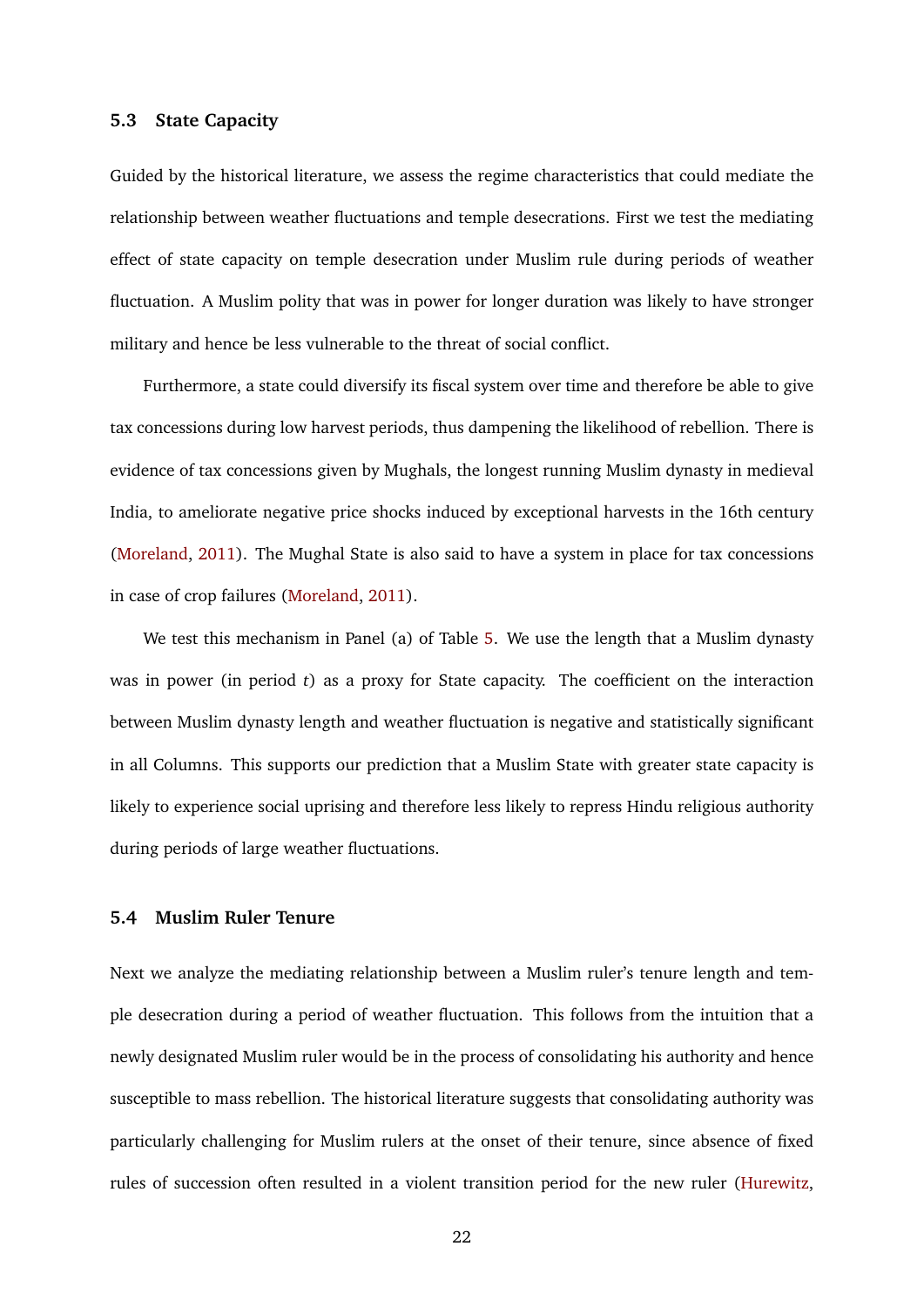### 5.3 State Capacity

Guided by the historical literature, we assess the regime characteristics that could mediate the relationship between weather fluctuations and temple desecrations. First we test the mediating effect of state capacity on temple desecration under Muslim rule during periods of weather fluctuation. A Muslim polity that was in power for longer duration was likely to have stronger military and hence be less vulnerable to the threat of social conflict.

Furthermore, a state could diversify its fiscal system over time and therefore be able to give tax concessions during low harvest periods, thus dampening the likelihood of rebellion. There is evidence of tax concessions given by Mughals, the longest running Muslim dynasty in medieval India, to ameliorate negative price shocks induced by exceptional harvests in the 16th century (Moreland, 2011). The Mughal State is also said to have a system in place for tax concessions in case of crop failures (Moreland, 2011).

We test this mechanism in Panel (a) of Table 5. We use the length that a Muslim dynasty was in power (in period *t*) as a proxy for State capacity. The coefficient on the interaction between Muslim dynasty length and weather fluctuation is negative and statistically significant in all Columns. This supports our prediction that a Muslim State with greater state capacity is likely to experience social uprising and therefore less likely to repress Hindu religious authority during periods of large weather fluctuations.

### 5.4 Muslim Ruler Tenure

Next we analyze the mediating relationship between a Muslim ruler's tenure length and temple desecration during a period of weather fluctuation. This follows from the intuition that a newly designated Muslim ruler would be in the process of consolidating his authority and hence susceptible to mass rebellion. The historical literature suggests that consolidating authority was particularly challenging for Muslim rulers at the onset of their tenure, since absence of fixed rules of succession often resulted in a violent transition period for the new ruler (Hurewitz,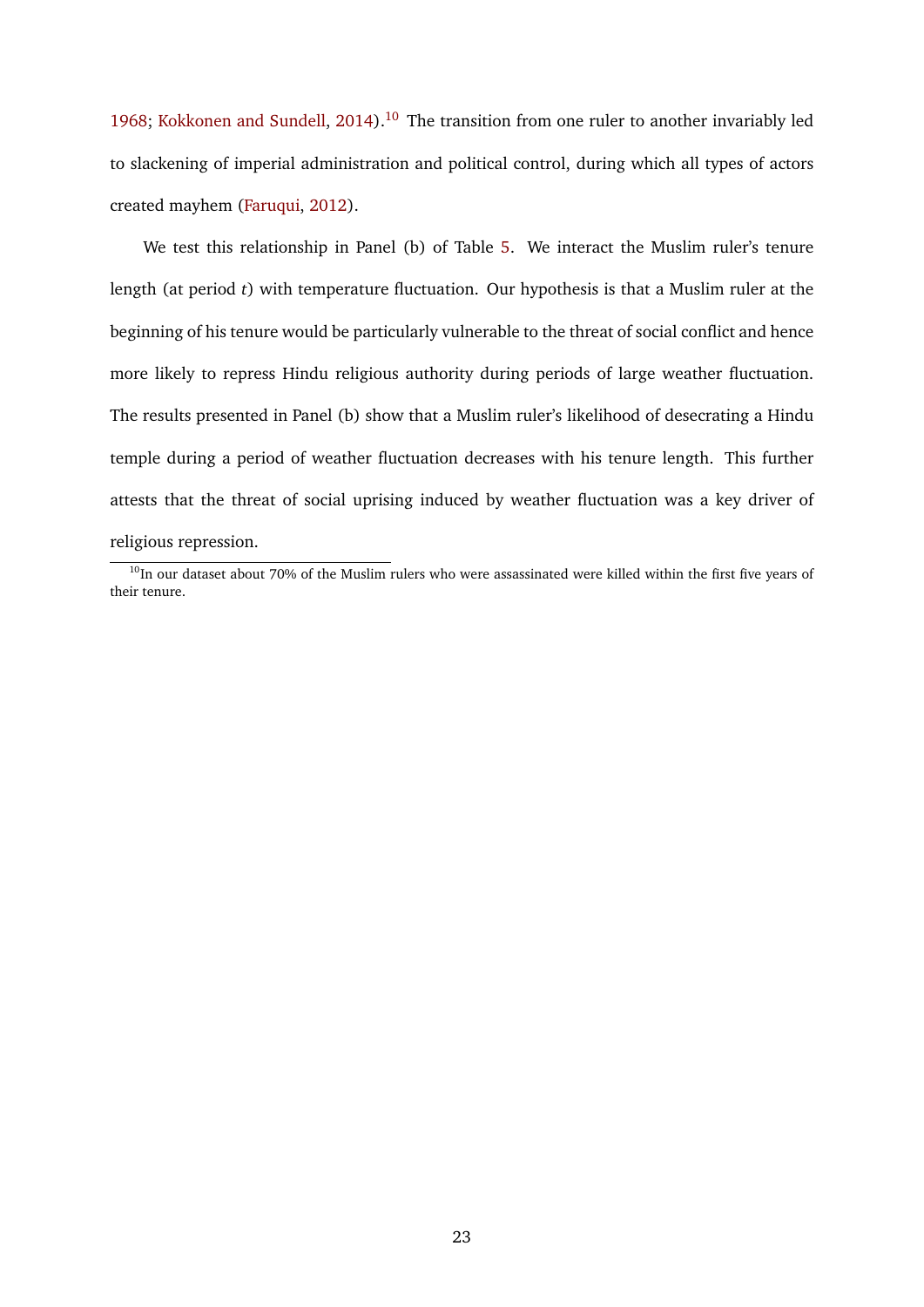1968; Kokkonen and Sundell, 2014).[10] The transition from one ruler to another invariably led to slackening of imperial administration and political control, during which all types of actors created mayhem (Faruqui, 2012).

We test this relationship in Panel (b) of Table 5. We interact the Muslim ruler's tenure length (at period $t$) with temperature fluctuation. Our hypothesis is that a Muslim ruler at the beginning of his tenure would be particularly vulnerable to the threat of social conflict and hence more likely to repress Hindu religious authority during periods of large weather fluctuation. The results presented in Panel (b) show that a Muslim ruler's likelihood of desecrating a Hindu temple during a period of weather fluctuation decreases with his tenure length. This further attests that the threat of social uprising induced by weather fluctuation was a key driver of religious repression.

[10] In our dataset about 70% of the Muslim rulers who were assassinated were killed within the first five years of their tenure.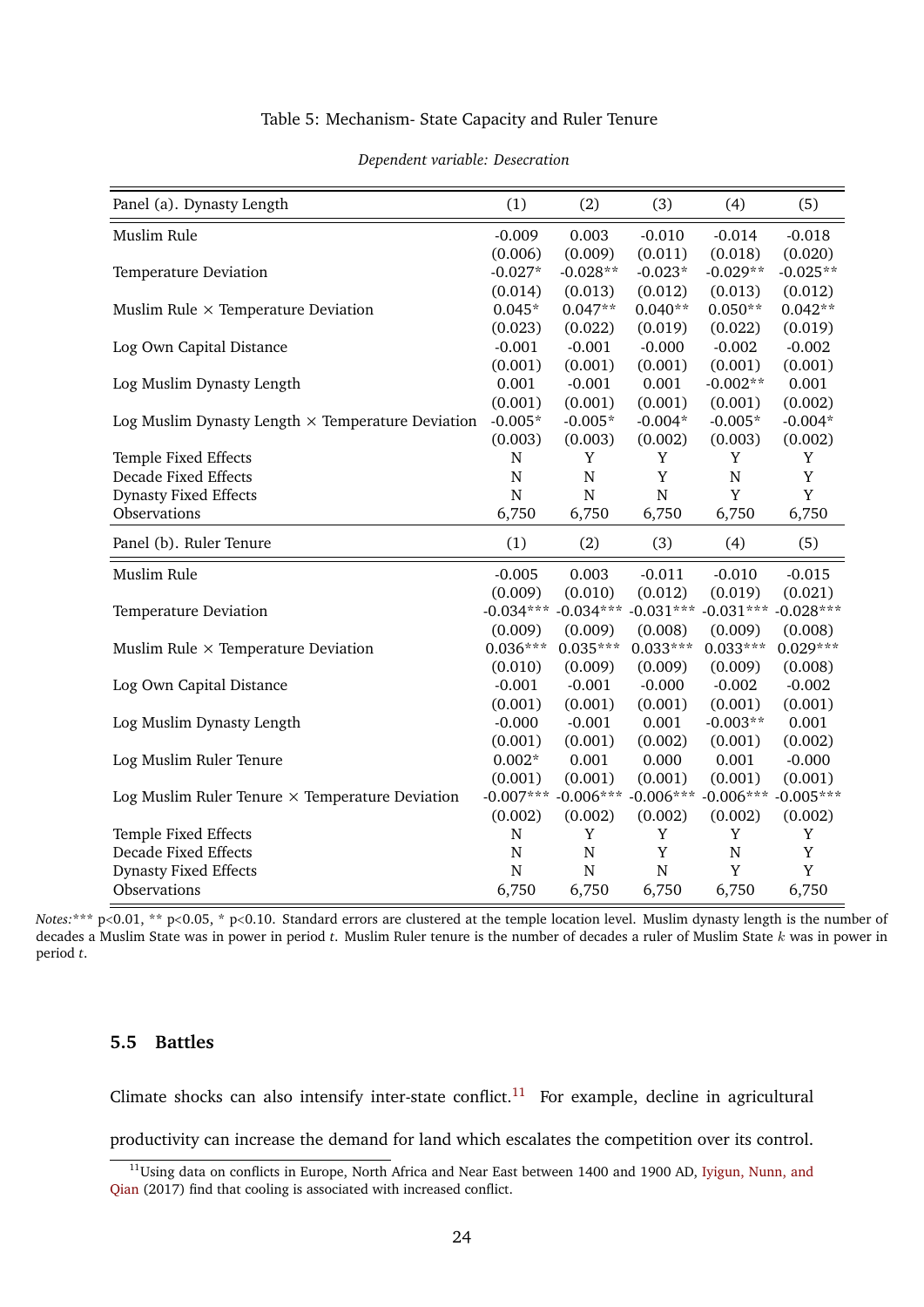Table 5: Mechanism- State Capacity and Ruler Tenure

*Dependent variable: Desecration*

| Panel (a). Dynasty Length | (1) | (2) | (3) | (4) | (5) |
|---|---|---|---|---|---|
| Muslim Rule | -0.009 | 0.003 | -0.010 | -0.014 | -0.018 |
| | (0.006) | (0.009) | (0.011) | (0.018) | (0.020) |
| Temperature Deviation | -0.027* | -0.028** | -0.023* | -0.029** | -0.025** |
| | (0.014) | (0.013) | (0.012) | (0.013) | (0.012) |
| Muslim Rule × Temperature Deviation | 0.045* | 0.047** | 0.040** | 0.050** | 0.042** |
| | (0.023) | (0.022) | (0.019) | (0.022) | (0.019) |
| Log Own Capital Distance | -0.001 | -0.001 | -0.000 | -0.002 | -0.002 |
| | (0.001) | (0.001) | (0.001) | (0.001) | (0.001) |
| Log Muslim Dynasty Length | 0.001 | -0.001 | 0.001 | -0.002** | 0.001 |
| | (0.001) | (0.001) | (0.001) | (0.001) | (0.002) |
| Log Muslim Dynasty Length × Temperature Deviation | -0.005* | -0.005* | -0.004* | -0.005* | -0.004* |
| | (0.003) | (0.003) | (0.002) | (0.003) | (0.002) |
| Temple Fixed Effects | N | Y | Y | Y | Y |
| Decade Fixed Effects | N | N | Y | N | Y |
| Dynasty Fixed Effects | N | N | N | Y | Y |
| Observations | 6,750 | 6,750 | 6,750 | 6,750 | 6,750 |
| **Panel (b). Ruler Tenure** | **(1)** | **(2)** | **(3)** | **(4)** | **(5)** |
| Muslim Rule | -0.005 | 0.003 | -0.011 | -0.010 | -0.015 |
| | (0.009) | (0.010) | (0.012) | (0.019) | (0.021) |
| Temperature Deviation | -0.034*** | -0.034*** | -0.031*** | -0.031*** | -0.028*** |
| | (0.009) | (0.009) | (0.008) | (0.009) | (0.008) |
| Muslim Rule × Temperature Deviation | 0.036*** | 0.035*** | 0.033*** | 0.033*** | 0.029*** |
| | (0.010) | (0.009) | (0.009) | (0.009) | (0.008) |
| Log Own Capital Distance | -0.001 | -0.001 | -0.000 | -0.002 | -0.002 |
| | (0.001) | (0.001) | (0.001) | (0.001) | (0.001) |
| Log Muslim Dynasty Length | -0.000 | -0.001 | 0.001 | -0.003** | 0.001 |
| | (0.001) | (0.001) | (0.002) | (0.001) | (0.002) |
| Log Muslim Ruler Tenure | 0.002* | 0.001 | 0.000 | 0.001 | -0.000 |
| | (0.001) | (0.001) | (0.001) | (0.001) | (0.001) |
| Log Muslim Ruler Tenure × Temperature Deviation | -0.007*** | -0.006*** | -0.006*** | -0.006*** | -0.005*** |
| | (0.002) | (0.002) | (0.002) | (0.002) | (0.002) |
| Temple Fixed Effects | N | Y | Y | Y | Y |
| Decade Fixed Effects | N | N | Y | N | Y |
| Dynasty Fixed Effects | N | N | N | Y | Y |
| Observations | 6,750 | 6,750 | 6,750 | 6,750 | 6,750 |

*Notes:* *** p<0.01, ** p<0.05, * p<0.10. Standard errors are clustered at the temple location level. Muslim dynasty length is the number of decades a Muslim State was in power in period $t$. Muslim Ruler tenure is the number of decades a ruler of Muslim State $k$ was in power in period $t$.

### 5.5 Battles

Climate shocks can also intensify inter-state conflict.[11] For example, decline in agricultural productivity can increase the demand for land which escalates the competition over its control.

[11] Using data on conflicts in Europe, North Africa and Near East between 1400 and 1900 AD, Iyigun, Nunn, and Qian (2017) find that cooling is associated with increased conflict.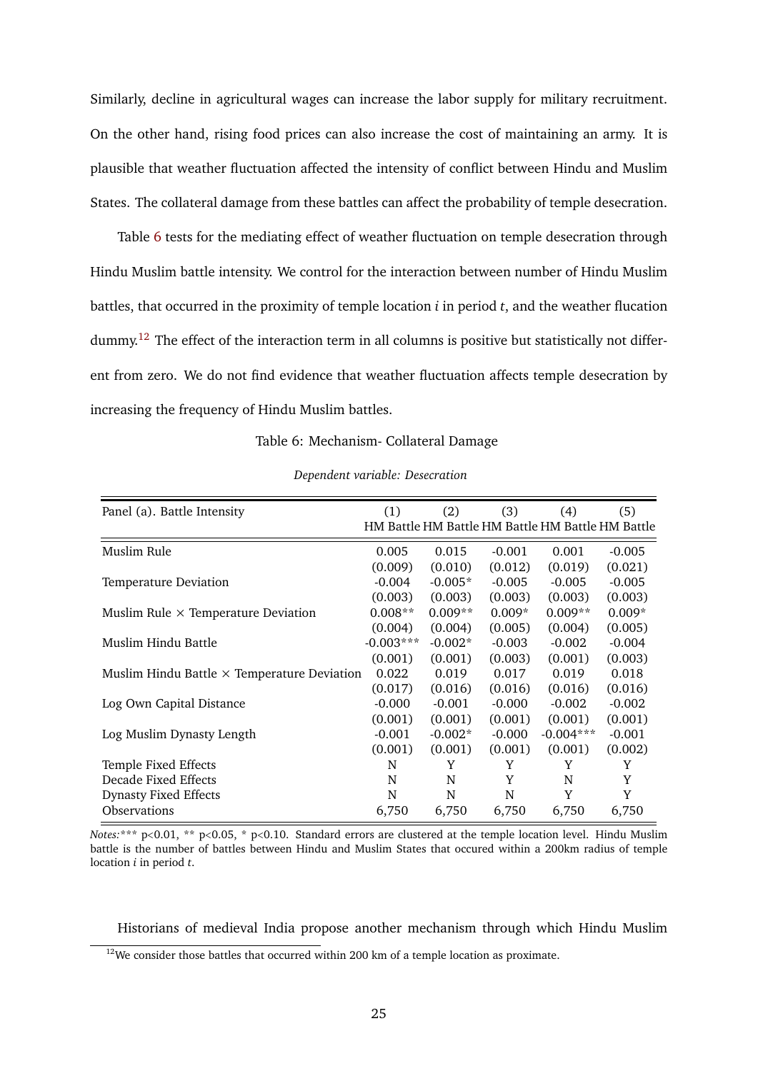Similarly, decline in agricultural wages can increase the labor supply for military recruitment. On the other hand, rising food prices can also increase the cost of maintaining an army. It is plausible that weather fluctuation affected the intensity of conflict between Hindu and Muslim States. The collateral damage from these battles can affect the probability of temple desecration.

Table 6 tests for the mediating effect of weather fluctuation on temple desecration through Hindu Muslim battle intensity. We control for the interaction between number of Hindu Muslim battles, that occurred in the proximity of temple location $i$ in period $t$, and the weather flucation dummy.[12] The effect of the interaction term in all columns is positive but statistically not different from zero. We do not find evidence that weather fluctuation affects temple desecration by increasing the frequency of Hindu Muslim battles.

Table 6: Mechanism- Collateral Damage

*Dependent variable: Desecration*

| Panel (a). Battle Intensity | (1) HM Battle | (2) HM Battle | (3) HM Battle | (4) HM Battle | (5) HM Battle |
|---|---|---|---|---|---|
| Muslim Rule | 0.005 | 0.015 | -0.001 | 0.001 | -0.005 |
| | (0.009) | (0.010) | (0.012) | (0.019) | (0.021) |
| Temperature Deviation | -0.004 | -0.005* | -0.005 | -0.005 | -0.005 |
| | (0.003) | (0.003) | (0.003) | (0.003) | (0.003) |
| Muslim Rule × Temperature Deviation | 0.008** | 0.009** | 0.009* | 0.009** | 0.009* |
| | (0.004) | (0.004) | (0.005) | (0.004) | (0.005) |
| Muslim Hindu Battle | -0.003*** | -0.002* | -0.003 | -0.002 | -0.004 |
| | (0.001) | (0.001) | (0.003) | (0.001) | (0.003) |
| Muslim Hindu Battle × Temperature Deviation | 0.022 | 0.019 | 0.017 | 0.019 | 0.018 |
| | (0.017) | (0.016) | (0.016) | (0.016) | (0.016) |
| Log Own Capital Distance | -0.000 | -0.001 | -0.000 | -0.002 | -0.002 |
| | (0.001) | (0.001) | (0.001) | (0.001) | (0.001) |
| Log Muslim Dynasty Length | -0.001 | -0.002* | -0.000 | -0.004*** | -0.001 |
| | (0.001) | (0.001) | (0.001) | (0.001) | (0.002) |
| Temple Fixed Effects | N | Y | Y | Y | Y |
| Decade Fixed Effects | N | N | Y | N | Y |
| Dynasty Fixed Effects | N | N | N | Y | Y |
| Observations | 6,750 | 6,750 | 6,750 | 6,750 | 6,750 |

*Notes:* *** p<0.01, ** p<0.05, * p<0.10. Standard errors are clustered at the temple location level. Hindu Muslim battle is the number of battles between Hindu and Muslim States that occured within a 200km radius of temple location $i$ in period $t$.

Historians of medieval India propose another mechanism through which Hindu Muslim

[12] We consider those battles that occurred within 200 km of a temple location as proximate.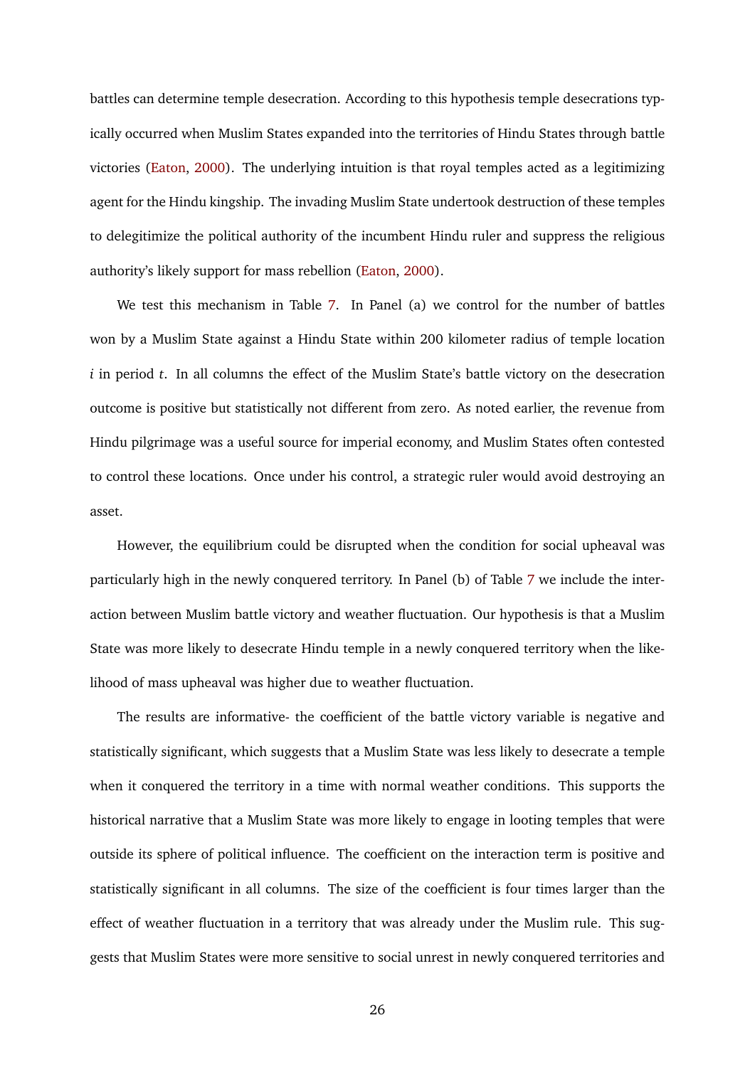battles can determine temple desecration. According to this hypothesis temple desecrations typically occurred when Muslim States expanded into the territories of Hindu States through battle victories (Eaton, 2000). The underlying intuition is that royal temples acted as a legitimizing agent for the Hindu kingship. The invading Muslim State undertook destruction of these temples to delegitimize the political authority of the incumbent Hindu ruler and suppress the religious authority's likely support for mass rebellion (Eaton, 2000).

We test this mechanism in Table 7. In Panel (a) we control for the number of battles won by a Muslim State against a Hindu State within 200 kilometer radius of temple location $i$ in period $t$. In all columns the effect of the Muslim State's battle victory on the desecration outcome is positive but statistically not different from zero. As noted earlier, the revenue from Hindu pilgrimage was a useful source for imperial economy, and Muslim States often contested to control these locations. Once under his control, a strategic ruler would avoid destroying an asset.

However, the equilibrium could be disrupted when the condition for social upheaval was particularly high in the newly conquered territory. In Panel (b) of Table 7 we include the interaction between Muslim battle victory and weather fluctuation. Our hypothesis is that a Muslim State was more likely to desecrate Hindu temple in a newly conquered territory when the likelihood of mass upheaval was higher due to weather fluctuation.

The results are informative- the coefficient of the battle victory variable is negative and statistically significant, which suggests that a Muslim State was less likely to desecrate a temple when it conquered the territory in a time with normal weather conditions. This supports the historical narrative that a Muslim State was more likely to engage in looting temples that were outside its sphere of political influence. The coefficient on the interaction term is positive and statistically significant in all columns. The size of the coefficient is four times larger than the effect of weather fluctuation in a territory that was already under the Muslim rule. This suggests that Muslim States were more sensitive to social unrest in newly conquered territories and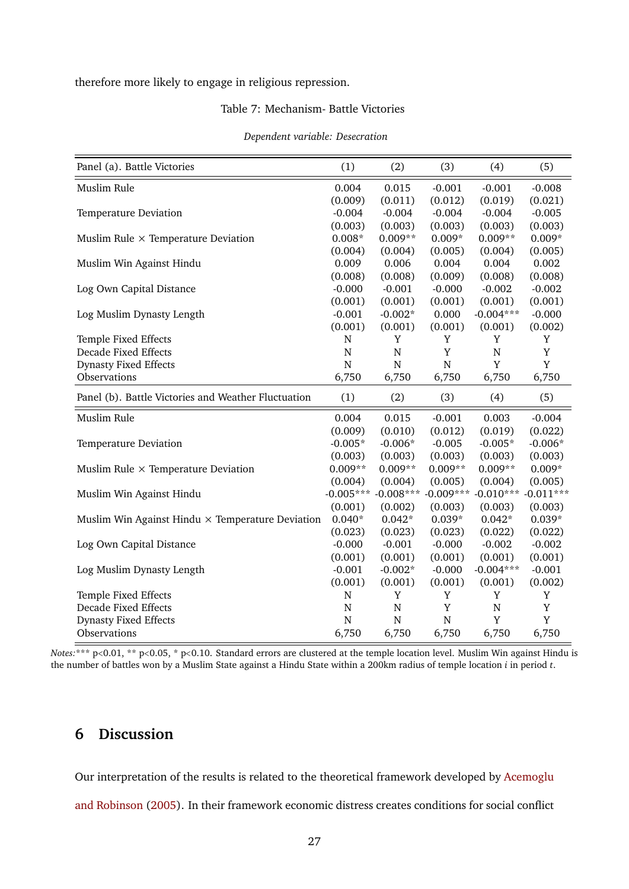therefore more likely to engage in religious repression.

Table 7: Mechanism- Battle Victories

*Dependent variable: Desecration*

| Panel (a). Battle Victories | (1) | (2) | (3) | (4) | (5) |
|---|---|---|---|---|---|
| Muslim Rule | 0.004 | 0.015 | -0.001 | -0.001 | -0.008 |
| | (0.009) | (0.011) | (0.012) | (0.019) | (0.021) |
| Temperature Deviation | -0.004 | -0.004 | -0.004 | -0.004 | -0.005 |
| | (0.003) | (0.003) | (0.003) | (0.003) | (0.003) |
| Muslim Rule × Temperature Deviation | 0.008* | 0.009** | 0.009* | 0.009** | 0.009* |
| | (0.004) | (0.004) | (0.005) | (0.004) | (0.005) |
| Muslim Win Against Hindu | 0.009 | 0.006 | 0.004 | 0.004 | 0.002 |
| | (0.008) | (0.008) | (0.009) | (0.008) | (0.008) |
| Log Own Capital Distance | -0.000 | -0.001 | -0.000 | -0.002 | -0.002 |
| | (0.001) | (0.001) | (0.001) | (0.001) | (0.001) |
| Log Muslim Dynasty Length | -0.001 | -0.002* | 0.000 | -0.004*** | -0.000 |
| | (0.001) | (0.001) | (0.001) | (0.001) | (0.002) |
| Temple Fixed Effects | N | Y | Y | Y | Y |
| Decade Fixed Effects | N | N | Y | N | Y |
| Dynasty Fixed Effects | N | N | N | Y | Y |
| Observations | 6,750 | 6,750 | 6,750 | 6,750 | 6,750 |
| **Panel (b). Battle Victories and Weather Fluctuation** | **(1)** | **(2)** | **(3)** | **(4)** | **(5)** |
| Muslim Rule | 0.004 | 0.015 | -0.001 | 0.003 | -0.004 |
| | (0.009) | (0.010) | (0.012) | (0.019) | (0.022) |
| Temperature Deviation | -0.005* | -0.006* | -0.005 | -0.005* | -0.006* |
| | (0.003) | (0.003) | (0.003) | (0.003) | (0.003) |
| Muslim Rule × Temperature Deviation | 0.009** | 0.009** | 0.009** | 0.009** | 0.009* |
| | (0.004) | (0.004) | (0.005) | (0.004) | (0.005) |
| Muslim Win Against Hindu | -0.005*** | -0.008*** | -0.009*** | -0.010*** | -0.011*** |
| | (0.001) | (0.002) | (0.003) | (0.003) | (0.003) |
| Muslim Win Against Hindu × Temperature Deviation | 0.040* | 0.042* | 0.039* | 0.042* | 0.039* |
| | (0.023) | (0.023) | (0.023) | (0.022) | (0.022) |
| Log Own Capital Distance | -0.000 | -0.001 | -0.000 | -0.002 | -0.002 |
| | (0.001) | (0.001) | (0.001) | (0.001) | (0.001) |
| Log Muslim Dynasty Length | -0.001 | -0.002* | -0.000 | -0.004*** | -0.001 |
| | (0.001) | (0.001) | (0.001) | (0.001) | (0.002) |
| Temple Fixed Effects | N | Y | Y | Y | Y |
| Decade Fixed Effects | N | N | Y | N | Y |
| Dynasty Fixed Effects | N | N | N | Y | Y |
| Observations | 6,750 | 6,750 | 6,750 | 6,750 | 6,750 |

*Notes:* *** p<0.01, ** p<0.05, * p<0.10. Standard errors are clustered at the temple location level. Muslim Win against Hindu is the number of battles won by a Muslim State against a Hindu State within a 200km radius of temple location $i$ in period $t$.

## 6 Discussion

Our interpretation of the results is related to the theoretical framework developed by Acemoglu and Robinson (2005). In their framework economic distress creates conditions for social conflict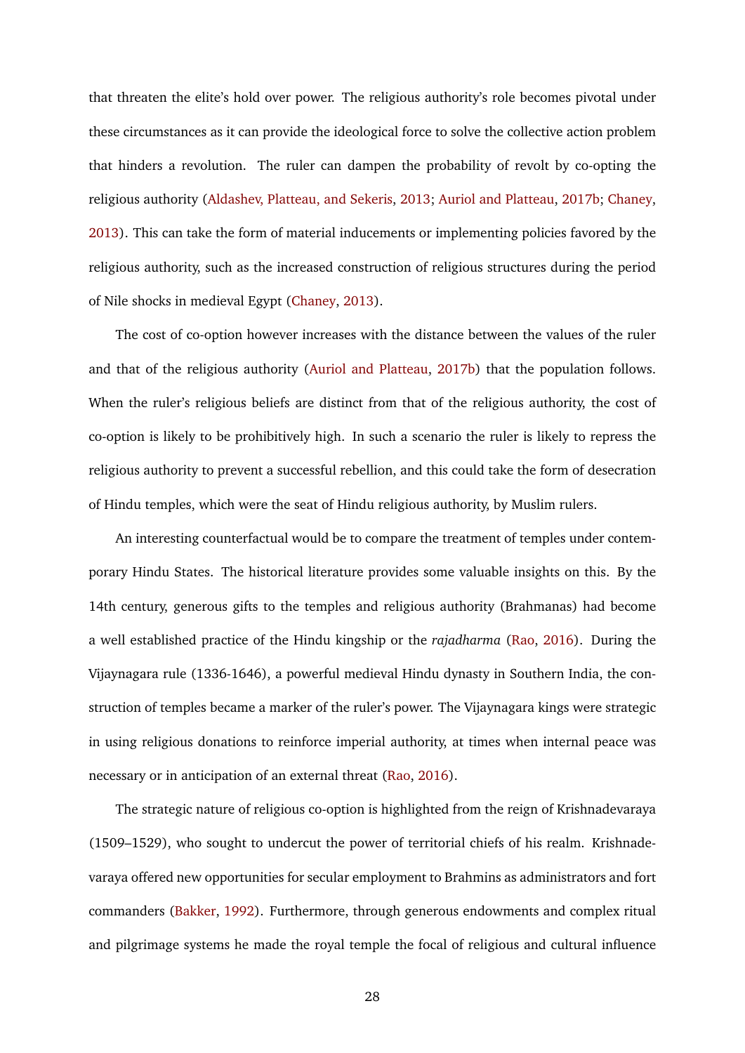that threaten the elite's hold over power. The religious authority's role becomes pivotal under these circumstances as it can provide the ideological force to solve the collective action problem that hinders a revolution. The ruler can dampen the probability of revolt by co-opting the religious authority (Aldashev, Platteau, and Sekeris, 2013; Auriol and Platteau, 2017b; Chaney, 2013). This can take the form of material inducements or implementing policies favored by the religious authority, such as the increased construction of religious structures during the period of Nile shocks in medieval Egypt (Chaney, 2013).

The cost of co-option however increases with the distance between the values of the ruler and that of the religious authority (Auriol and Platteau, 2017b) that the population follows. When the ruler's religious beliefs are distinct from that of the religious authority, the cost of co-option is likely to be prohibitively high. In such a scenario the ruler is likely to repress the religious authority to prevent a successful rebellion, and this could take the form of desecration of Hindu temples, which were the seat of Hindu religious authority, by Muslim rulers.

An interesting counterfactual would be to compare the treatment of temples under contemporary Hindu States. The historical literature provides some valuable insights on this. By the 14th century, generous gifts to the temples and religious authority (Brahmanas) had become a well established practice of the Hindu kingship or the *rajadharma* (Rao, 2016). During the Vijaynagara rule (1336-1646), a powerful medieval Hindu dynasty in Southern India, the construction of temples became a marker of the ruler's power. The Vijaynagara kings were strategic in using religious donations to reinforce imperial authority, at times when internal peace was necessary or in anticipation of an external threat (Rao, 2016).

The strategic nature of religious co-option is highlighted from the reign of Krishnadevaraya (1509–1529), who sought to undercut the power of territorial chiefs of his realm. Krishnadevaraya offered new opportunities for secular employment to Brahmins as administrators and fort commanders (Bakker, 1992). Furthermore, through generous endowments and complex ritual and pilgrimage systems he made the royal temple the focal of religious and cultural influence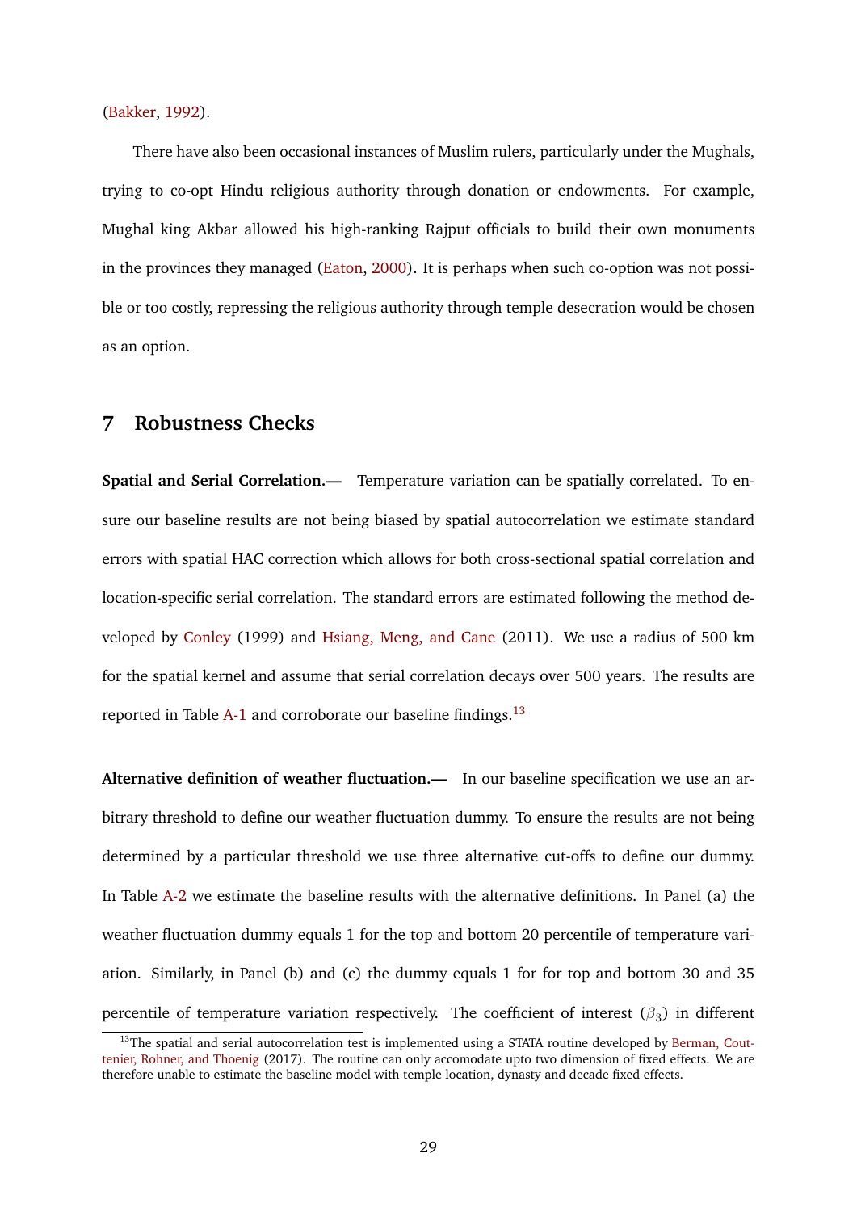(Bakker, 1992).

There have also been occasional instances of Muslim rulers, particularly under the Mughals, trying to co-opt Hindu religious authority through donation or endowments. For example, Mughal king Akbar allowed his high-ranking Rajput officials to build their own monuments in the provinces they managed (Eaton, 2000). It is perhaps when such co-option was not possible or too costly, repressing the religious authority through temple desecration would be chosen as an option.

## 7 Robustness Checks

**Spatial and Serial Correlation.—** Temperature variation can be spatially correlated. To ensure our baseline results are not being biased by spatial autocorrelation we estimate standard errors with spatial HAC correction which allows for both cross-sectional spatial correlation and location-specific serial correlation. The standard errors are estimated following the method developed by Conley (1999) and Hsiang, Meng, and Cane (2011). We use a radius of 500 km for the spatial kernel and assume that serial correlation decays over 500 years. The results are reported in Table A-1 and corroborate our baseline findings.[13]

**Alternative definition of weather fluctuation.—** In our baseline specification we use an arbitrary threshold to define our weather fluctuation dummy. To ensure the results are not being determined by a particular threshold we use three alternative cut-offs to define our dummy. In Table A-2 we estimate the baseline results with the alternative definitions. In Panel (a) the weather fluctuation dummy equals 1 for the top and bottom 20 percentile of temperature variation. Similarly, in Panel (b) and (c) the dummy equals 1 for for top and bottom 30 and 35 percentile of temperature variation respectively. The coefficient of interest ($\beta_3$) in different

[13]The spatial and serial autocorrelation test is implemented using a STATA routine developed by Berman, Couttenier, Rohner, and Thoenig (2017). The routine can only accomodate upto two dimension of fixed effects. We are therefore unable to estimate the baseline model with temple location, dynasty and decade fixed effects.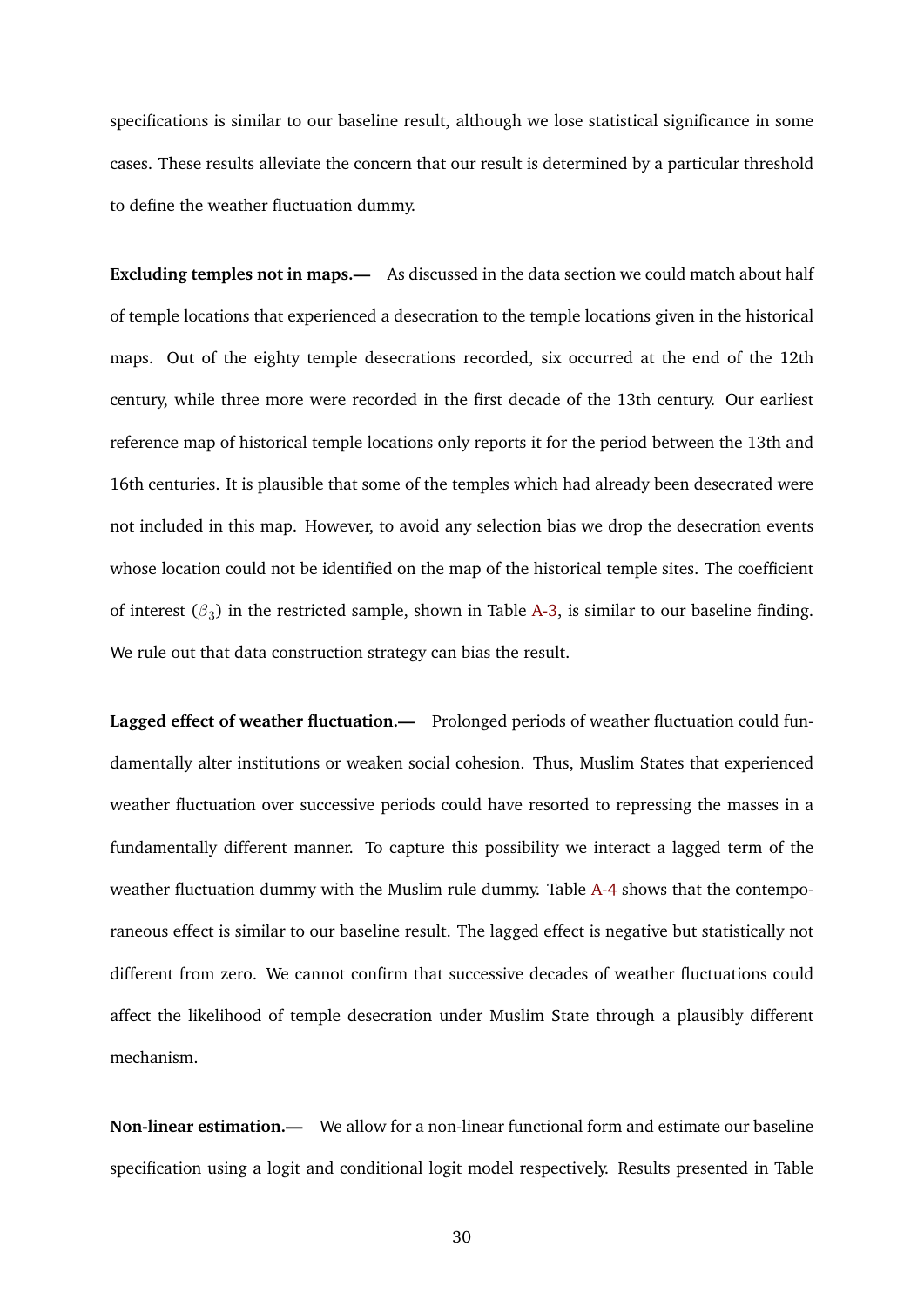specifications is similar to our baseline result, although we lose statistical significance in some cases. These results alleviate the concern that our result is determined by a particular threshold to define the weather fluctuation dummy.

**Excluding temples not in maps.—** As discussed in the data section we could match about half of temple locations that experienced a desecration to the temple locations given in the historical maps. Out of the eighty temple desecrations recorded, six occurred at the end of the 12th century, while three more were recorded in the first decade of the 13th century. Our earliest reference map of historical temple locations only reports it for the period between the 13th and 16th centuries. It is plausible that some of the temples which had already been desecrated were not included in this map. However, to avoid any selection bias we drop the desecration events whose location could not be identified on the map of the historical temple sites. The coefficient of interest ($\beta_3$) in the restricted sample, shown in Table A-3, is similar to our baseline finding. We rule out that data construction strategy can bias the result.

**Lagged effect of weather fluctuation.—** Prolonged periods of weather fluctuation could fundamentally alter institutions or weaken social cohesion. Thus, Muslim States that experienced weather fluctuation over successive periods could have resorted to repressing the masses in a fundamentally different manner. To capture this possibility we interact a lagged term of the weather fluctuation dummy with the Muslim rule dummy. Table A-4 shows that the contemporaneous effect is similar to our baseline result. The lagged effect is negative but statistically not different from zero. We cannot confirm that successive decades of weather fluctuations could affect the likelihood of temple desecration under Muslim State through a plausibly different mechanism.

**Non-linear estimation.—** We allow for a non-linear functional form and estimate our baseline specification using a logit and conditional logit model respectively. Results presented in Table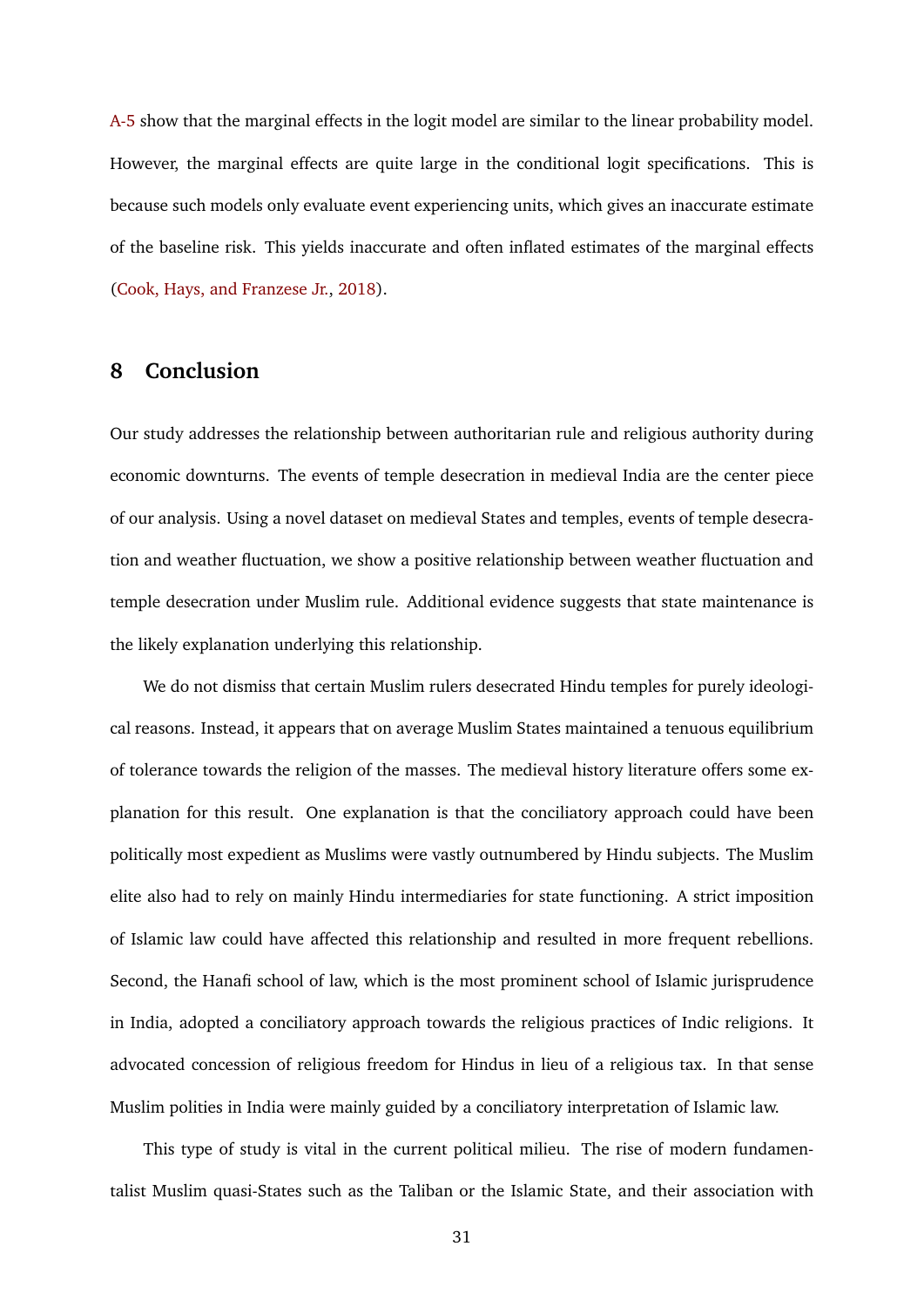A-5 show that the marginal effects in the logit model are similar to the linear probability model. However, the marginal effects are quite large in the conditional logit specifications. This is because such models only evaluate event experiencing units, which gives an inaccurate estimate of the baseline risk. This yields inaccurate and often inflated estimates of the marginal effects (Cook, Hays, and Franzese Jr., 2018).

## 8 Conclusion

Our study addresses the relationship between authoritarian rule and religious authority during economic downturns. The events of temple desecration in medieval India are the center piece of our analysis. Using a novel dataset on medieval States and temples, events of temple desecration and weather fluctuation, we show a positive relationship between weather fluctuation and temple desecration under Muslim rule. Additional evidence suggests that state maintenance is the likely explanation underlying this relationship.

We do not dismiss that certain Muslim rulers desecrated Hindu temples for purely ideological reasons. Instead, it appears that on average Muslim States maintained a tenuous equilibrium of tolerance towards the religion of the masses. The medieval history literature offers some explanation for this result. One explanation is that the conciliatory approach could have been politically most expedient as Muslims were vastly outnumbered by Hindu subjects. The Muslim elite also had to rely on mainly Hindu intermediaries for state functioning. A strict imposition of Islamic law could have affected this relationship and resulted in more frequent rebellions. Second, the Hanafi school of law, which is the most prominent school of Islamic jurisprudence in India, adopted a conciliatory approach towards the religious practices of Indic religions. It advocated concession of religious freedom for Hindus in lieu of a religious tax. In that sense Muslim polities in India were mainly guided by a conciliatory interpretation of Islamic law.

This type of study is vital in the current political milieu. The rise of modern fundamentalist Muslim quasi-States such as the Taliban or the Islamic State, and their association with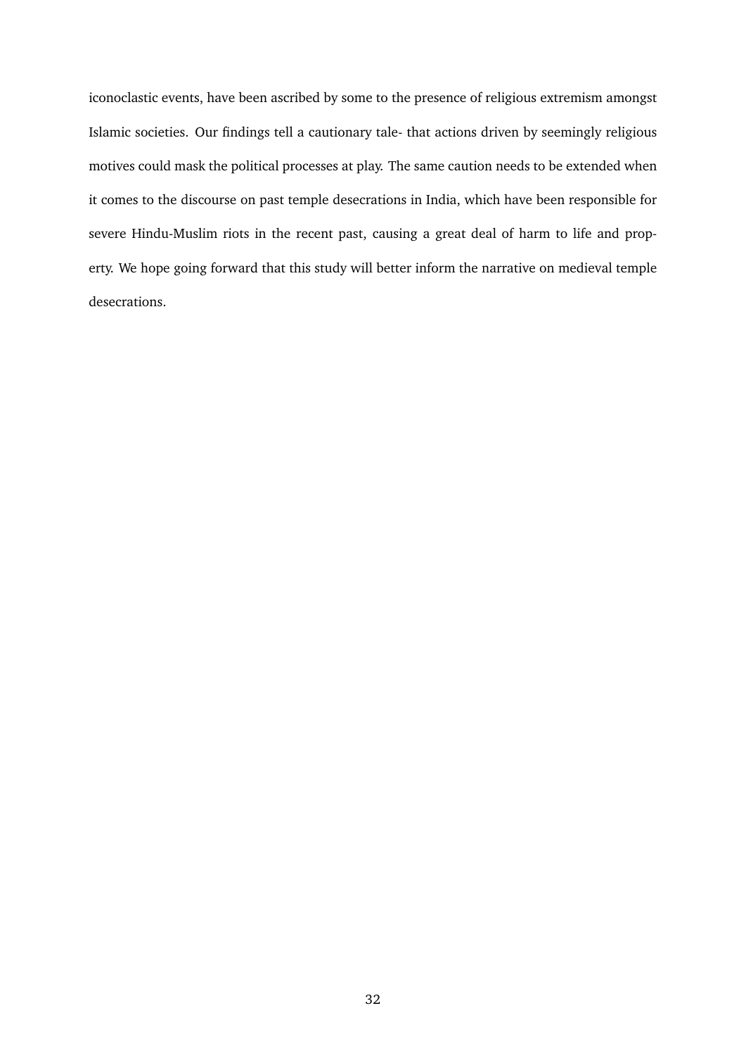iconoclastic events, have been ascribed by some to the presence of religious extremism amongst Islamic societies. Our findings tell a cautionary tale- that actions driven by seemingly religious motives could mask the political processes at play. The same caution needs to be extended when it comes to the discourse on past temple desecrations in India, which have been responsible for severe Hindu-Muslim riots in the recent past, causing a great deal of harm to life and property. We hope going forward that this study will better inform the narrative on medieval temple desecrations.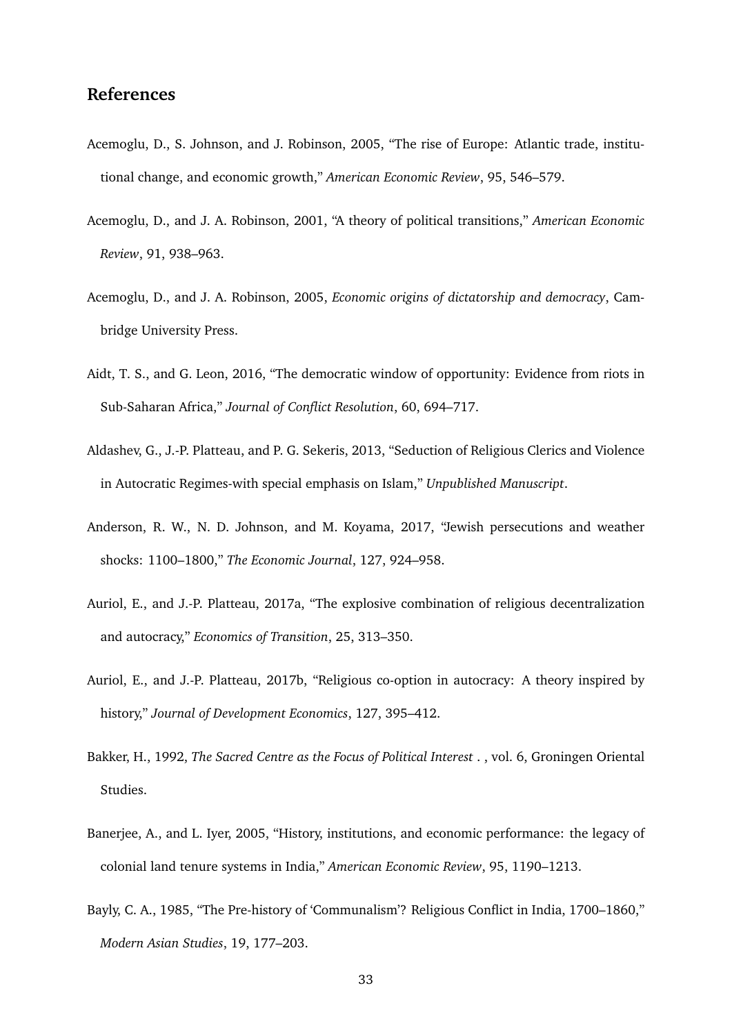## References

Acemoglu, D., S. Johnson, and J. Robinson, 2005, "The rise of Europe: Atlantic trade, institutional change, and economic growth," *American Economic Review*, 95, 546–579.

Acemoglu, D., and J. A. Robinson, 2001, "A theory of political transitions," *American Economic Review*, 91, 938–963.

Acemoglu, D., and J. A. Robinson, 2005, *Economic origins of dictatorship and democracy*, Cambridge University Press.

Aidt, T. S., and G. Leon, 2016, "The democratic window of opportunity: Evidence from riots in Sub-Saharan Africa," *Journal of Conflict Resolution*, 60, 694–717.

Aldashev, G., J.-P. Platteau, and P. G. Sekeris, 2013, "Seduction of Religious Clerics and Violence in Autocratic Regimes-with special emphasis on Islam," *Unpublished Manuscript*.

Anderson, R. W., N. D. Johnson, and M. Koyama, 2017, "Jewish persecutions and weather shocks: 1100–1800," *The Economic Journal*, 127, 924–958.

Auriol, E., and J.-P. Platteau, 2017a, "The explosive combination of religious decentralization and autocracy," *Economics of Transition*, 25, 313–350.

Auriol, E., and J.-P. Platteau, 2017b, "Religious co-option in autocracy: A theory inspired by history," *Journal of Development Economics*, 127, 395–412.

Bakker, H., 1992, *The Sacred Centre as the Focus of Political Interest* . , vol. 6, Groningen Oriental Studies.

Banerjee, A., and L. Iyer, 2005, "History, institutions, and economic performance: the legacy of colonial land tenure systems in India," *American Economic Review*, 95, 1190–1213.

Bayly, C. A., 1985, "The Pre-history of 'Communalism'? Religious Conflict in India, 1700–1860," *Modern Asian Studies*, 19, 177–203.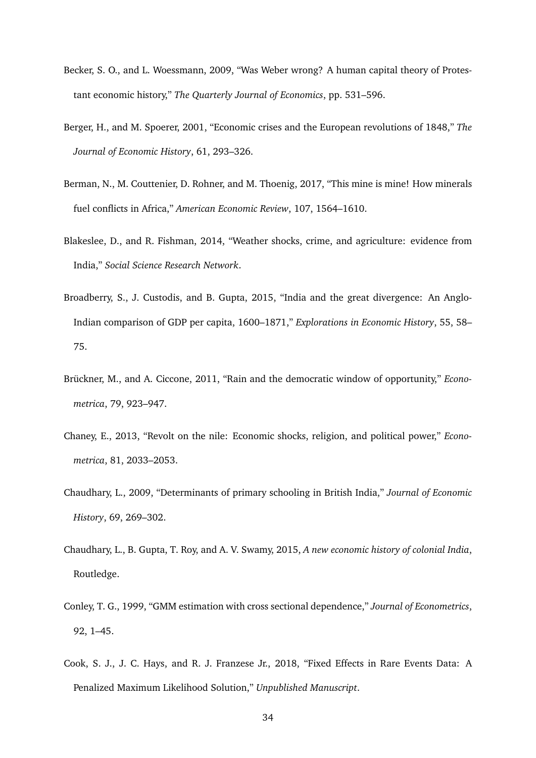Becker, S. O., and L. Woessmann, 2009, "Was Weber wrong? A human capital theory of Protestant economic history," *The Quarterly Journal of Economics*, pp. 531–596.

Berger, H., and M. Spoerer, 2001, "Economic crises and the European revolutions of 1848," *The Journal of Economic History*, 61, 293–326.

Berman, N., M. Couttenier, D. Rohner, and M. Thoenig, 2017, "This mine is mine! How minerals fuel conflicts in Africa," *American Economic Review*, 107, 1564–1610.

Blakeslee, D., and R. Fishman, 2014, "Weather shocks, crime, and agriculture: evidence from India," *Social Science Research Network*.

Broadberry, S., J. Custodis, and B. Gupta, 2015, "India and the great divergence: An Anglo-Indian comparison of GDP per capita, 1600–1871," *Explorations in Economic History*, 55, 58–75.

Brückner, M., and A. Ciccone, 2011, "Rain and the democratic window of opportunity," *Econometrica*, 79, 923–947.

Chaney, E., 2013, "Revolt on the nile: Economic shocks, religion, and political power," *Econometrica*, 81, 2033–2053.

Chaudhary, L., 2009, "Determinants of primary schooling in British India," *Journal of Economic History*, 69, 269–302.

Chaudhary, L., B. Gupta, T. Roy, and A. V. Swamy, 2015, *A new economic history of colonial India*, Routledge.

Conley, T. G., 1999, "GMM estimation with cross sectional dependence," *Journal of Econometrics*, 92, 1–45.

Cook, S. J., J. C. Hays, and R. J. Franzese Jr., 2018, "Fixed Effects in Rare Events Data: A Penalized Maximum Likelihood Solution," *Unpublished Manuscript*.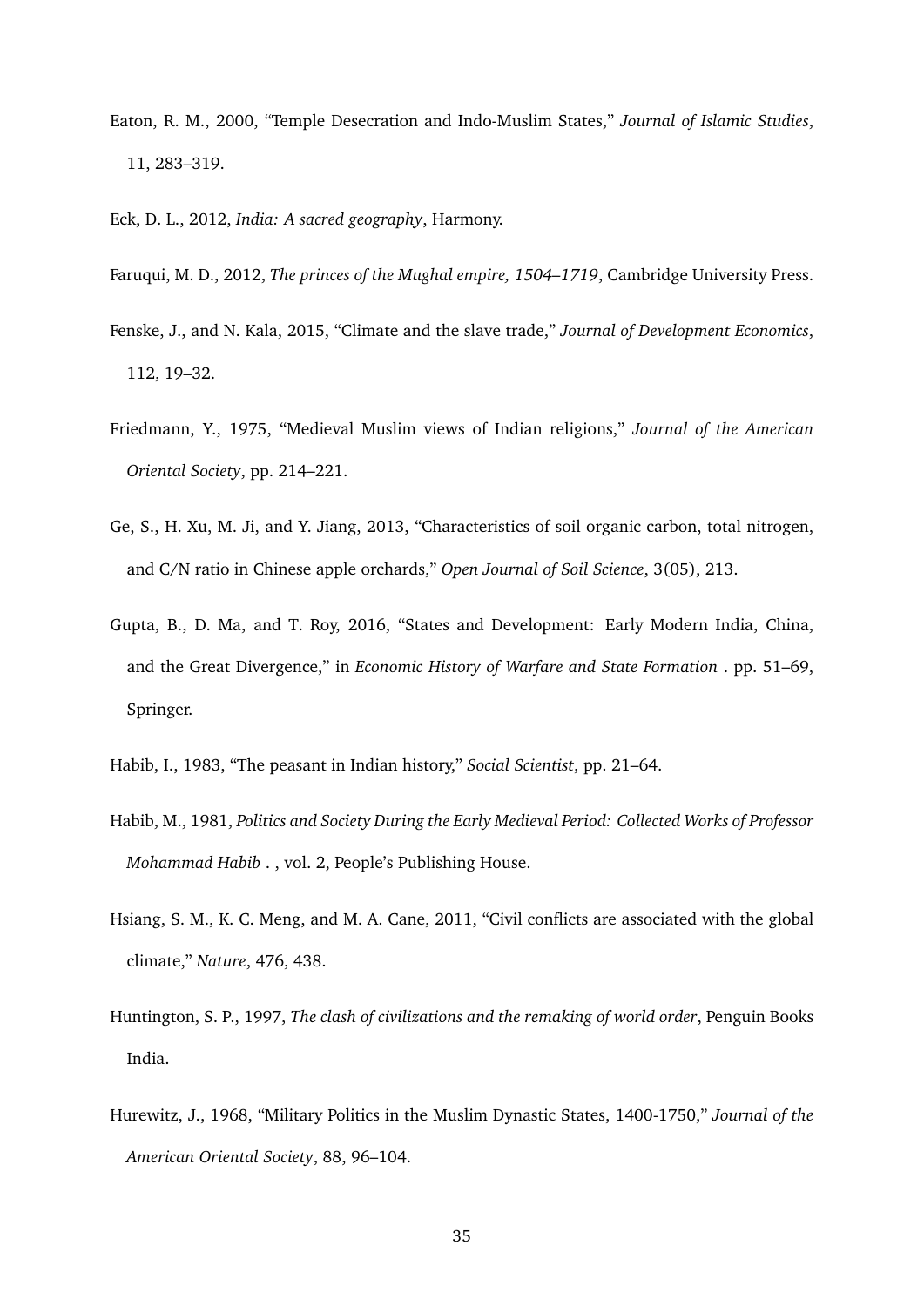Eaton, R. M., 2000, "Temple Desecration and Indo-Muslim States," *Journal of Islamic Studies*, 11, 283–319.

Eck, D. L., 2012, *India: A sacred geography*, Harmony.

Faruqui, M. D., 2012, *The princes of the Mughal empire, 1504–1719*, Cambridge University Press.

Fenske, J., and N. Kala, 2015, "Climate and the slave trade," *Journal of Development Economics*, 112, 19–32.

Friedmann, Y., 1975, "Medieval Muslim views of Indian religions," *Journal of the American Oriental Society*, pp. 214–221.

Ge, S., H. Xu, M. Ji, and Y. Jiang, 2013, "Characteristics of soil organic carbon, total nitrogen, and C/N ratio in Chinese apple orchards," *Open Journal of Soil Science*, 3(05), 213.

Gupta, B., D. Ma, and T. Roy, 2016, "States and Development: Early Modern India, China, and the Great Divergence," in *Economic History of Warfare and State Formation* . pp. 51–69, Springer.

Habib, I., 1983, "The peasant in Indian history," *Social Scientist*, pp. 21–64.

Habib, M., 1981, *Politics and Society During the Early Medieval Period: Collected Works of Professor Mohammad Habib* . , vol. 2, People's Publishing House.

Hsiang, S. M., K. C. Meng, and M. A. Cane, 2011, "Civil conflicts are associated with the global climate," *Nature*, 476, 438.

Huntington, S. P., 1997, *The clash of civilizations and the remaking of world order*, Penguin Books India.

Hurewitz, J., 1968, "Military Politics in the Muslim Dynastic States, 1400-1750," *Journal of the American Oriental Society*, 88, 96–104.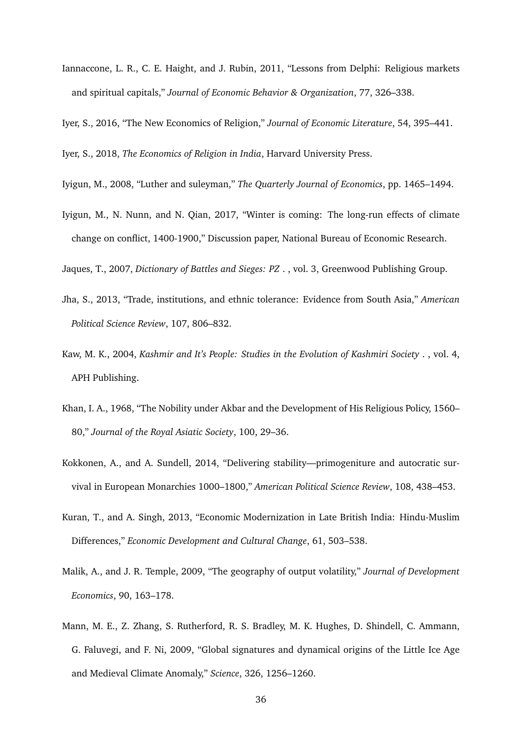Iannaccone, L. R., C. E. Haight, and J. Rubin, 2011, "Lessons from Delphi: Religious markets and spiritual capitals," *Journal of Economic Behavior & Organization*, 77, 326–338.

Iyer, S., 2016, "The New Economics of Religion," *Journal of Economic Literature*, 54, 395–441.

Iyer, S., 2018, *The Economics of Religion in India*, Harvard University Press.

Iyigun, M., 2008, "Luther and suleyman," *The Quarterly Journal of Economics*, pp. 1465–1494.

Iyigun, M., N. Nunn, and N. Qian, 2017, "Winter is coming: The long-run effects of climate change on conflict, 1400-1900," Discussion paper, National Bureau of Economic Research.

Jaques, T., 2007, *Dictionary of Battles and Sieges: PZ* . , vol. 3, Greenwood Publishing Group.

Jha, S., 2013, "Trade, institutions, and ethnic tolerance: Evidence from South Asia," *American Political Science Review*, 107, 806–832.

Kaw, M. K., 2004, *Kashmir and It's People: Studies in the Evolution of Kashmiri Society* . , vol. 4, APH Publishing.

Khan, I. A., 1968, "The Nobility under Akbar and the Development of His Religious Policy, 1560–80," *Journal of the Royal Asiatic Society*, 100, 29–36.

Kokkonen, A., and A. Sundell, 2014, "Delivering stability—primogeniture and autocratic survival in European Monarchies 1000–1800," *American Political Science Review*, 108, 438–453.

Kuran, T., and A. Singh, 2013, "Economic Modernization in Late British India: Hindu-Muslim Differences," *Economic Development and Cultural Change*, 61, 503–538.

Malik, A., and J. R. Temple, 2009, "The geography of output volatility," *Journal of Development Economics*, 90, 163–178.

Mann, M. E., Z. Zhang, S. Rutherford, R. S. Bradley, M. K. Hughes, D. Shindell, C. Ammann, G. Faluvegi, and F. Ni, 2009, "Global signatures and dynamical origins of the Little Ice Age and Medieval Climate Anomaly," *Science*, 326, 1256–1260.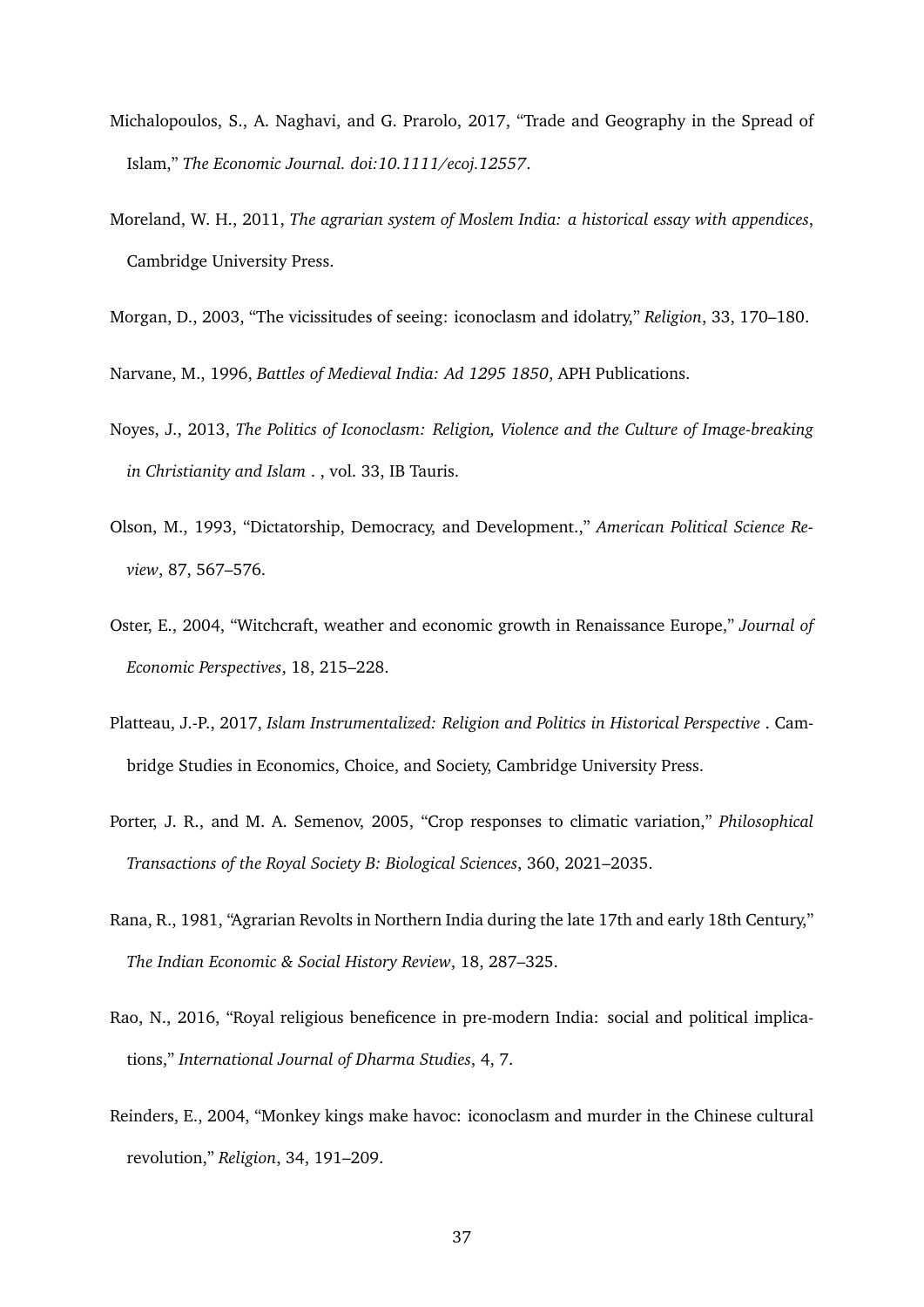Michalopoulos, S., A. Naghavi, and G. Prarolo, 2017, "Trade and Geography in the Spread of Islam," *The Economic Journal. doi:10.1111/ecoj.12557*.

Moreland, W. H., 2011, *The agrarian system of Moslem India: a historical essay with appendices*, Cambridge University Press.

Morgan, D., 2003, "The vicissitudes of seeing: iconoclasm and idolatry," *Religion*, 33, 170–180.

Narvane, M., 1996, *Battles of Medieval India: Ad 1295 1850*, APH Publications.

Noyes, J., 2013, *The Politics of Iconoclasm: Religion, Violence and the Culture of Image-breaking in Christianity and Islam* . , vol. 33, IB Tauris.

Olson, M., 1993, "Dictatorship, Democracy, and Development.," *American Political Science Review*, 87, 567–576.

Oster, E., 2004, "Witchcraft, weather and economic growth in Renaissance Europe," *Journal of Economic Perspectives*, 18, 215–228.

Platteau, J.-P., 2017, *Islam Instrumentalized: Religion and Politics in Historical Perspective* . Cambridge Studies in Economics, Choice, and Society, Cambridge University Press.

Porter, J. R., and M. A. Semenov, 2005, "Crop responses to climatic variation," *Philosophical Transactions of the Royal Society B: Biological Sciences*, 360, 2021–2035.

Rana, R., 1981, "Agrarian Revolts in Northern India during the late 17th and early 18th Century," *The Indian Economic & Social History Review*, 18, 287–325.

Rao, N., 2016, "Royal religious beneficence in pre-modern India: social and political implications," *International Journal of Dharma Studies*, 4, 7.

Reinders, E., 2004, "Monkey kings make havoc: iconoclasm and murder in the Chinese cultural revolution," *Religion*, 34, 191–209.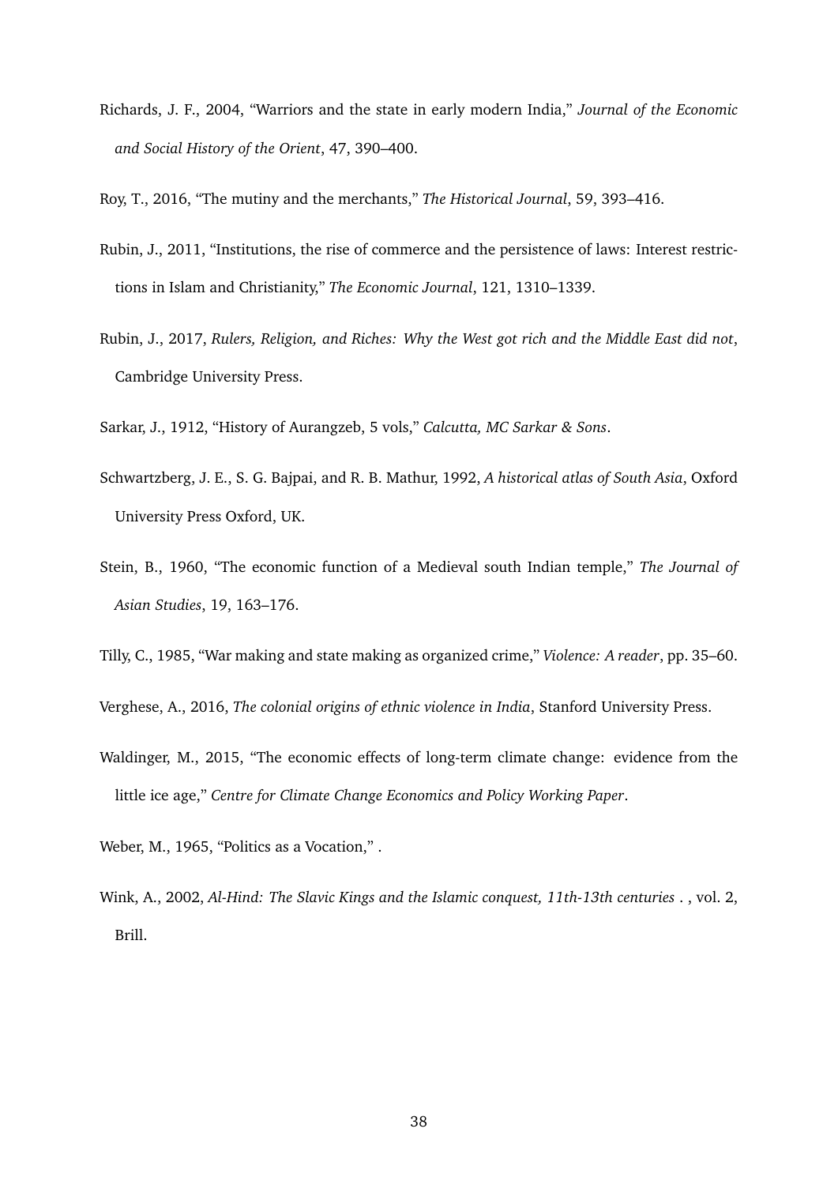Richards, J. F., 2004, "Warriors and the state in early modern India," *Journal of the Economic and Social History of the Orient*, 47, 390–400.

Roy, T., 2016, "The mutiny and the merchants," *The Historical Journal*, 59, 393–416.

Rubin, J., 2011, "Institutions, the rise of commerce and the persistence of laws: Interest restrictions in Islam and Christianity," *The Economic Journal*, 121, 1310–1339.

Rubin, J., 2017, *Rulers, Religion, and Riches: Why the West got rich and the Middle East did not*, Cambridge University Press.

Sarkar, J., 1912, "History of Aurangzeb, 5 vols," *Calcutta, MC Sarkar & Sons*.

Schwartzberg, J. E., S. G. Bajpai, and R. B. Mathur, 1992, *A historical atlas of South Asia*, Oxford University Press Oxford, UK.

Stein, B., 1960, "The economic function of a Medieval south Indian temple," *The Journal of Asian Studies*, 19, 163–176.

Tilly, C., 1985, "War making and state making as organized crime," *Violence: A reader*, pp. 35–60.

Verghese, A., 2016, *The colonial origins of ethnic violence in India*, Stanford University Press.

Waldinger, M., 2015, "The economic effects of long-term climate change: evidence from the little ice age," *Centre for Climate Change Economics and Policy Working Paper*.

Weber, M., 1965, "Politics as a Vocation," .

Wink, A., 2002, *Al-Hind: The Slavic Kings and the Islamic conquest, 11th-13th centuries* . , vol. 2, Brill.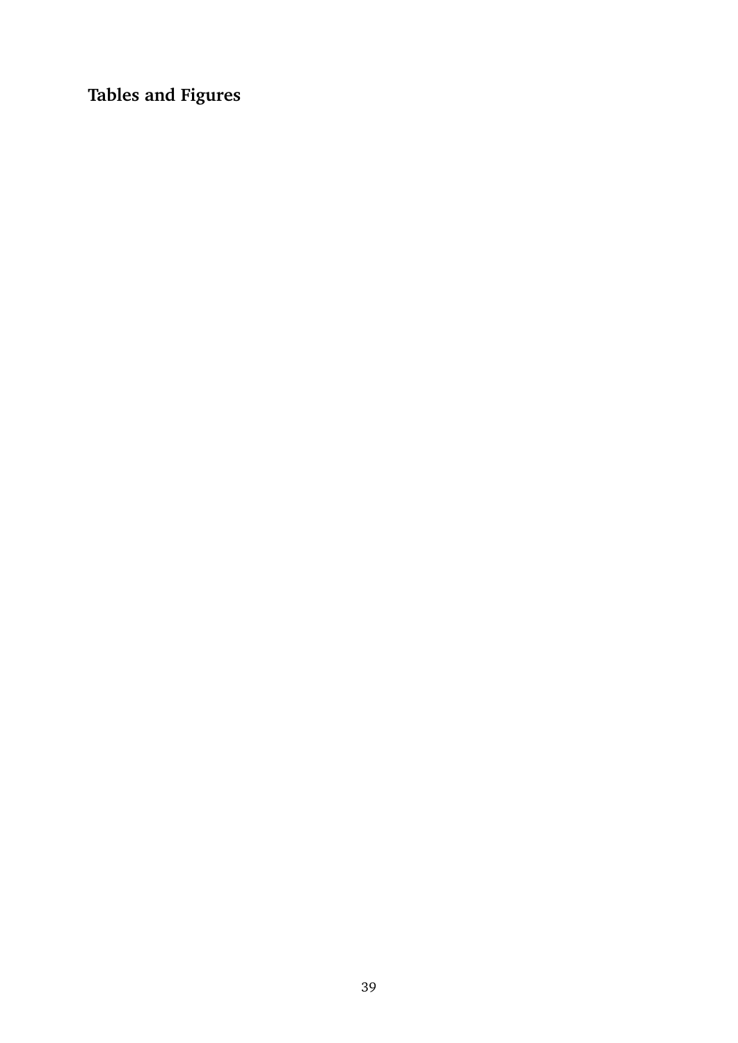## Tables and Figures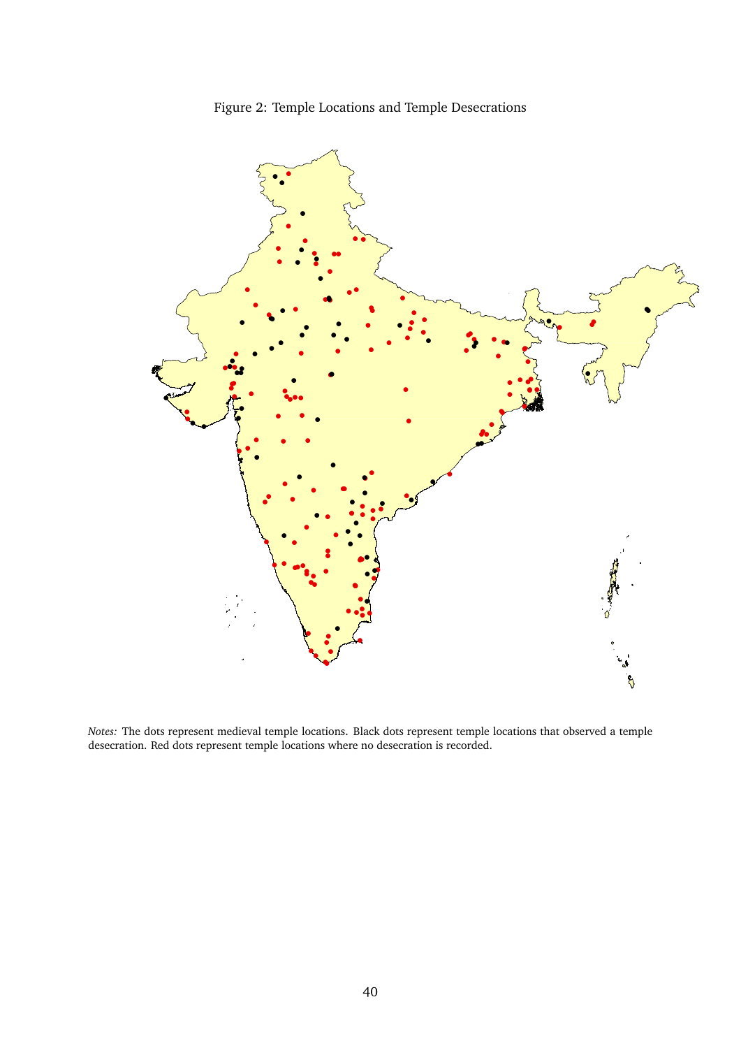Figure 2: Temple Locations and Temple Desecrations

*Notes:* The dots represent medieval temple locations. Black dots represent temple locations that observed a temple desecration. Red dots represent temple locations where no desecration is recorded.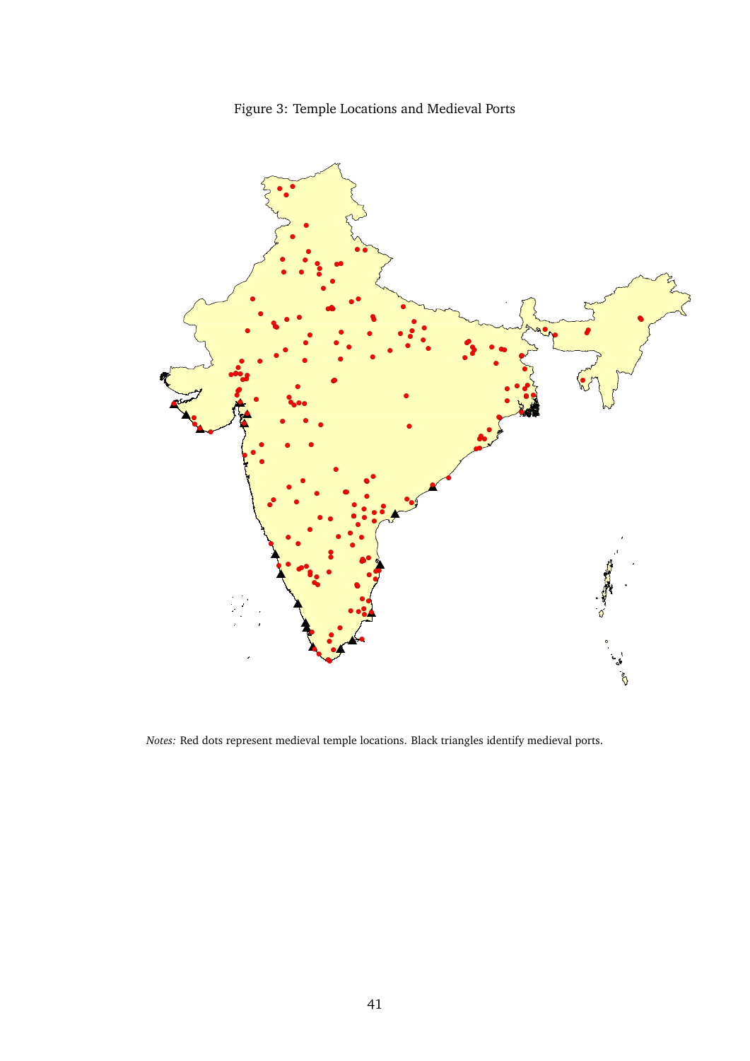Figure 3: Temple Locations and Medieval Ports

*Notes:* Red dots represent medieval temple locations. Black triangles identify medieval ports.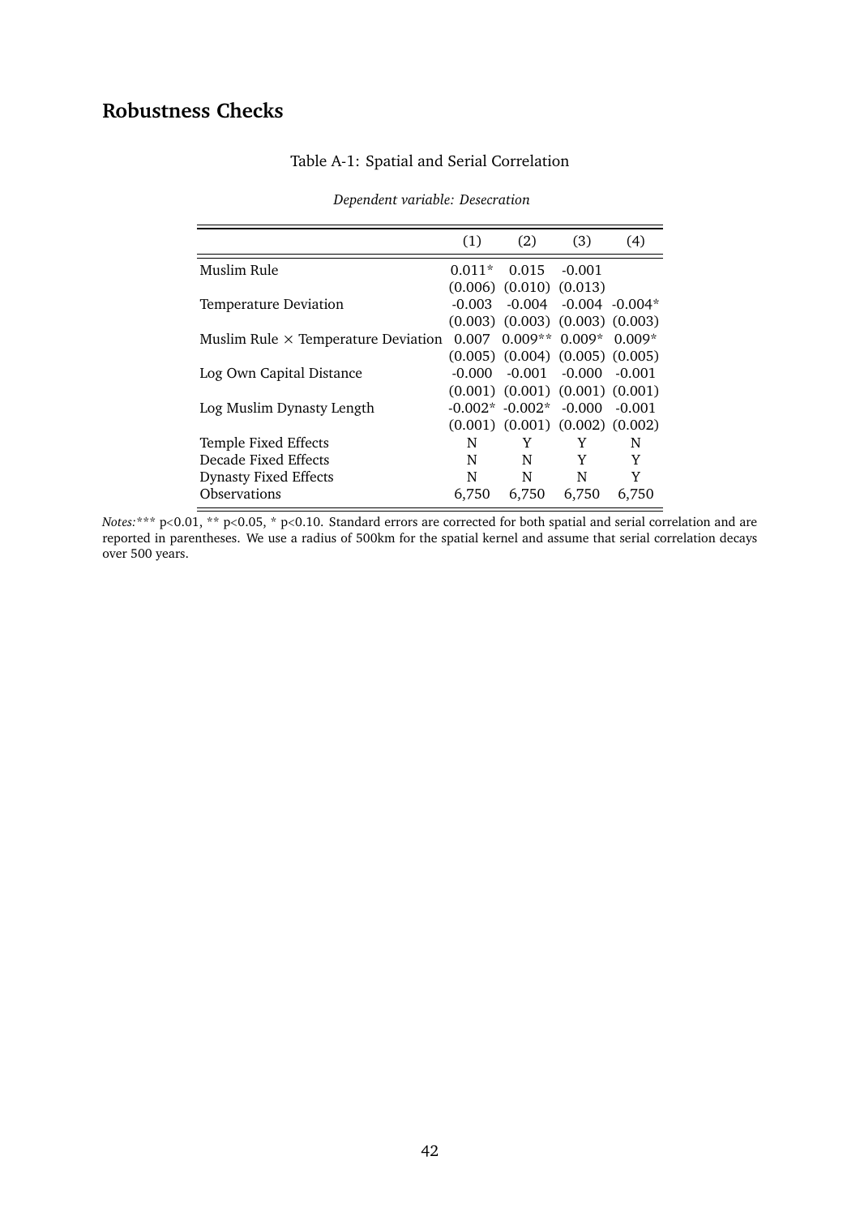## Robustness Checks

Table A-1: Spatial and Serial Correlation

*Dependent variable: Desecration*

| | (1) | (2) | (3) | (4) |
|---|---|---|---|---|
| Muslim Rule | 0.011* | 0.015 | -0.001 | |
| | (0.006) | (0.010) | (0.013) | |
| Temperature Deviation | -0.003 | -0.004 | -0.004 | -0.004* |
| | (0.003) | (0.003) | (0.003) | (0.003) |
| Muslim Rule × Temperature Deviation | 0.007 | 0.009** | 0.009* | 0.009* |
| | (0.005) | (0.004) | (0.005) | (0.005) |
| Log Own Capital Distance | -0.000 | -0.001 | -0.000 | -0.001 |
| | (0.001) | (0.001) | (0.001) | (0.001) |
| Log Muslim Dynasty Length | -0.002* | -0.002* | -0.000 | -0.001 |
| | (0.001) | (0.001) | (0.002) | (0.002) |
| Temple Fixed Effects | N | Y | Y | N |
| Decade Fixed Effects | N | N | Y | Y |
| Dynasty Fixed Effects | N | N | N | Y |
| Observations | 6,750 | 6,750 | 6,750 | 6,750 |

*Notes:* *** $p<0.01$, ** $p<0.05$, * $p<0.10$. Standard errors are corrected for both spatial and serial correlation and are reported in parentheses. We use a radius of 500km for the spatial kernel and assume that serial correlation decays over 500 years.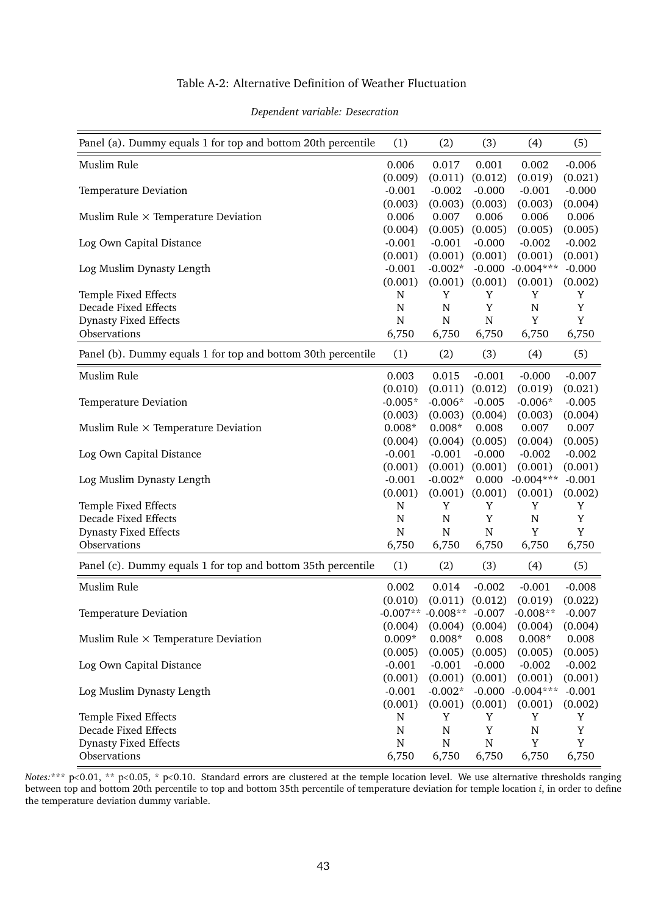Table A-2: Alternative Definition of Weather Fluctuation

*Dependent variable: Desecration*

| Panel (a). Dummy equals 1 for top and bottom 20th percentile | (1) | (2) | (3) | (4) | (5) |
|---|---|---|---|---|---|
| Muslim Rule | 0.006 | 0.017 | 0.001 | 0.002 | -0.006 |
| | (0.009) | (0.011) | (0.012) | (0.019) | (0.021) |
| Temperature Deviation | -0.001 | -0.002 | -0.000 | -0.001 | -0.000 |
| | (0.003) | (0.003) | (0.003) | (0.003) | (0.004) |
| Muslim Rule × Temperature Deviation | 0.006 | 0.007 | 0.006 | 0.006 | 0.006 |
| | (0.004) | (0.005) | (0.005) | (0.005) | (0.005) |
| Log Own Capital Distance | -0.001 | -0.001 | -0.000 | -0.002 | -0.002 |
| | (0.001) | (0.001) | (0.001) | (0.001) | (0.001) |
| Log Muslim Dynasty Length | -0.001 | -0.002* | -0.000 | -0.004*** | -0.000 |
| | (0.001) | (0.001) | (0.001) | (0.001) | (0.002) |
| Temple Fixed Effects | N | Y | Y | Y | Y |
| Decade Fixed Effects | N | N | Y | N | Y |
| Dynasty Fixed Effects | N | N | N | Y | Y |
| Observations | 6,750 | 6,750 | 6,750 | 6,750 | 6,750 |
| **Panel (b). Dummy equals 1 for top and bottom 30th percentile** | **(1)** | **(2)** | **(3)** | **(4)** | **(5)** |
| Muslim Rule | 0.003 | 0.015 | -0.001 | -0.000 | -0.007 |
| | (0.010) | (0.011) | (0.012) | (0.019) | (0.021) |
| Temperature Deviation | -0.005* | -0.006* | -0.005 | -0.006* | -0.005 |
| | (0.003) | (0.003) | (0.004) | (0.003) | (0.004) |
| Muslim Rule × Temperature Deviation | 0.008* | 0.008* | 0.008 | 0.007 | 0.007 |
| | (0.004) | (0.004) | (0.005) | (0.004) | (0.005) |
| Log Own Capital Distance | -0.001 | -0.001 | -0.000 | -0.002 | -0.002 |
| | (0.001) | (0.001) | (0.001) | (0.001) | (0.001) |
| Log Muslim Dynasty Length | -0.001 | -0.002* | 0.000 | -0.004*** | -0.001 |
| | (0.001) | (0.001) | (0.001) | (0.001) | (0.002) |
| Temple Fixed Effects | N | Y | Y | Y | Y |
| Decade Fixed Effects | N | N | Y | N | Y |
| Dynasty Fixed Effects | N | N | N | Y | Y |
| Observations | 6,750 | 6,750 | 6,750 | 6,750 | 6,750 |
| **Panel (c). Dummy equals 1 for top and bottom 35th percentile** | **(1)** | **(2)** | **(3)** | **(4)** | **(5)** |
| Muslim Rule | 0.002 | 0.014 | -0.002 | -0.001 | -0.008 |
| | (0.010) | (0.011) | (0.012) | (0.019) | (0.022) |
| Temperature Deviation | -0.007** | -0.008** | -0.007 | -0.008** | -0.007 |
| | (0.004) | (0.004) | (0.004) | (0.004) | (0.004) |
| Muslim Rule × Temperature Deviation | 0.009* | 0.008* | 0.008 | 0.008* | 0.008 |
| | (0.005) | (0.005) | (0.005) | (0.005) | (0.005) |
| Log Own Capital Distance | -0.001 | -0.001 | -0.000 | -0.002 | -0.002 |
| | (0.001) | (0.001) | (0.001) | (0.001) | (0.001) |
| Log Muslim Dynasty Length | -0.001 | -0.002* | -0.000 | -0.004*** | -0.001 |
| | (0.001) | (0.001) | (0.001) | (0.001) | (0.002) |
| Temple Fixed Effects | N | Y | Y | Y | Y |
| Decade Fixed Effects | N | N | Y | N | Y |
| Dynasty Fixed Effects | N | N | N | Y | Y |
| Observations | 6,750 | 6,750 | 6,750 | 6,750 | 6,750 |

*Notes:**** p<0.01, ** p<0.05, * p<0.10. Standard errors are clustered at the temple location level. We use alternative thresholds ranging between top and bottom 20th percentile to top and bottom 35th percentile of temperature deviation for temple location $i$, in order to define the temperature deviation dummy variable.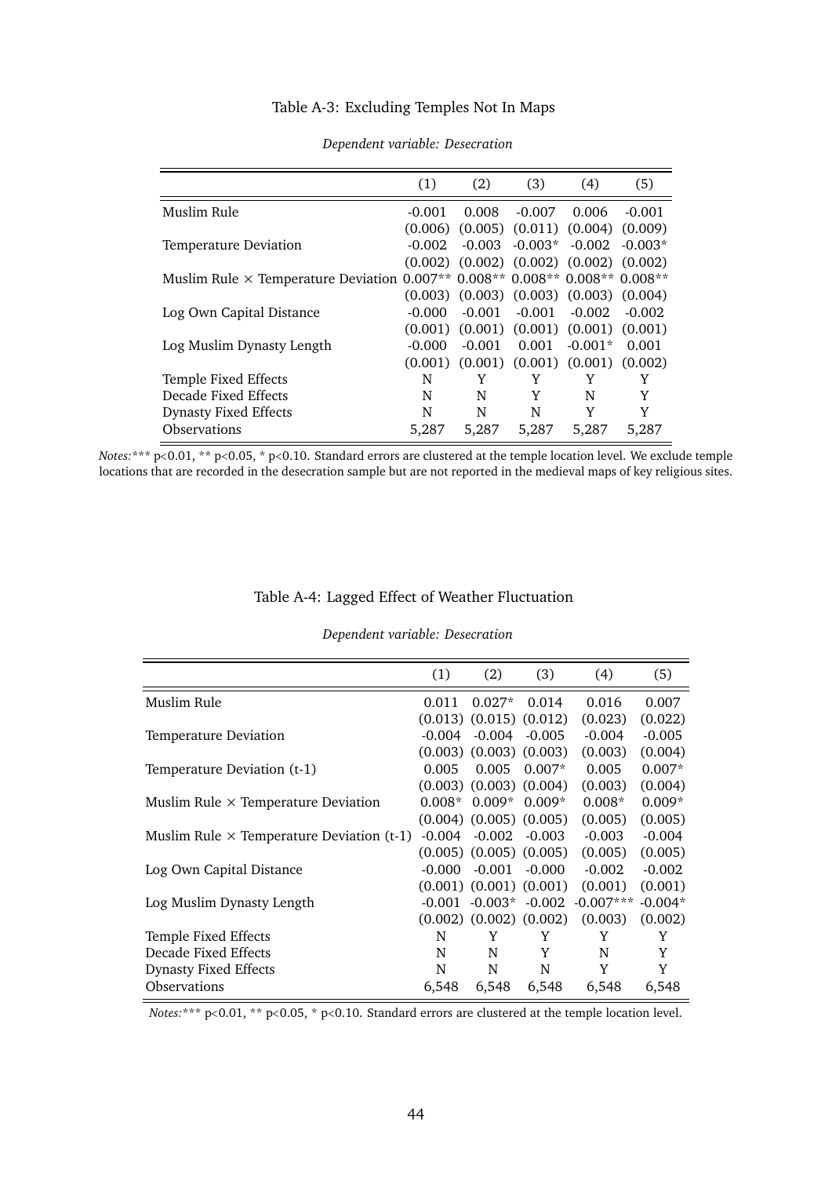Table A-3: Excluding Temples Not In Maps

*Dependent variable: Desecration*

| | (1) | (2) | (3) | (4) | (5) |
|---|---|---|---|---|---|
| Muslim Rule | -0.001 | 0.008 | -0.007 | 0.006 | -0.001 |
| | (0.006) | (0.005) | (0.011) | (0.004) | (0.009) |
| Temperature Deviation | -0.002 | -0.003 | -0.003* | -0.002 | -0.003* |
| | (0.002) | (0.002) | (0.002) | (0.002) | (0.002) |
| Muslim Rule × Temperature Deviation | 0.007** | 0.008** | 0.008** | 0.008** | 0.008** |
| | (0.003) | (0.003) | (0.003) | (0.003) | (0.004) |
| Log Own Capital Distance | -0.000 | -0.001 | -0.001 | -0.002 | -0.002 |
| | (0.001) | (0.001) | (0.001) | (0.001) | (0.001) |
| Log Muslim Dynasty Length | -0.000 | -0.001 | 0.001 | -0.001* | 0.001 |
| | (0.001) | (0.001) | (0.001) | (0.001) | (0.002) |
| Temple Fixed Effects | N | Y | Y | Y | Y |
| Decade Fixed Effects | N | N | Y | N | Y |
| Dynasty Fixed Effects | N | N | N | Y | Y |
| Observations | 5,287 | 5,287 | 5,287 | 5,287 | 5,287 |

*Notes:* *** p<0.01, ** p<0.05, * p<0.10. Standard errors are clustered at the temple location level. We exclude temple locations that are recorded in the desecration sample but are not reported in the medieval maps of key religious sites.

Table A-4: Lagged Effect of Weather Fluctuation

*Dependent variable: Desecration*

| | (1) | (2) | (3) | (4) | (5) |
|---|---|---|---|---|---|
| Muslim Rule | 0.011 | 0.027* | 0.014 | 0.016 | 0.007 |
| | (0.013) | (0.015) | (0.012) | (0.023) | (0.022) |
| Temperature Deviation | -0.004 | -0.004 | -0.005 | -0.004 | -0.005 |
| | (0.003) | (0.003) | (0.003) | (0.003) | (0.004) |
| Temperature Deviation (t-1) | 0.005 | 0.005 | 0.007* | 0.005 | 0.007* |
| | (0.003) | (0.003) | (0.004) | (0.003) | (0.004) |
| Muslim Rule × Temperature Deviation | 0.008* | 0.009* | 0.009* | 0.008* | 0.009* |
| | (0.004) | (0.005) | (0.005) | (0.005) | (0.005) |
| Muslim Rule × Temperature Deviation (t-1) | -0.004 | -0.002 | -0.003 | -0.003 | -0.004 |
| | (0.005) | (0.005) | (0.005) | (0.005) | (0.005) |
| Log Own Capital Distance | -0.000 | -0.001 | -0.000 | -0.002 | -0.002 |
| | (0.001) | (0.001) | (0.001) | (0.001) | (0.001) |
| Log Muslim Dynasty Length | -0.001 | -0.003* | -0.002 | -0.007*** | -0.004* |
| | (0.002) | (0.002) | (0.002) | (0.003) | (0.002) |
| Temple Fixed Effects | N | Y | Y | Y | Y |
| Decade Fixed Effects | N | N | Y | N | Y |
| Dynasty Fixed Effects | N | N | N | Y | Y |
| Observations | 6,548 | 6,548 | 6,548 | 6,548 | 6,548 |

*Notes:* *** p<0.01, ** p<0.05, * p<0.10. Standard errors are clustered at the temple location level.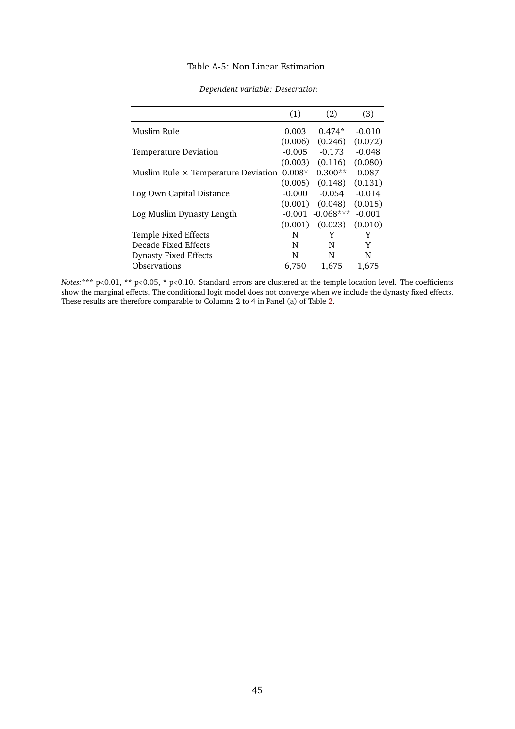Table A-5: Non Linear Estimation

*Dependent variable: Desecration*

| | (1) | (2) | (3) |
|---|---|---|---|
| Muslim Rule | 0.003 | 0.474* | -0.010 |
| | (0.006) | (0.246) | (0.072) |
| Temperature Deviation | -0.005 | -0.173 | -0.048 |
| | (0.003) | (0.116) | (0.080) |
| Muslim Rule × Temperature Deviation | 0.008* | 0.300** | 0.087 |
| | (0.005) | (0.148) | (0.131) |
| Log Own Capital Distance | -0.000 | -0.054 | -0.014 |
| | (0.001) | (0.048) | (0.015) |
| Log Muslim Dynasty Length | -0.001 | -0.068*** | -0.001 |
| | (0.001) | (0.023) | (0.010) |
| Temple Fixed Effects | N | Y | Y |
| Decade Fixed Effects | N | N | Y |
| Dynasty Fixed Effects | N | N | N |
| Observations | 6,750 | 1,675 | 1,675 |

*Notes:**** p<0.01, ** p<0.05, * p<0.10. Standard errors are clustered at the temple location level. The coefficients show the marginal effects. The conditional logit model does not converge when we include the dynasty fixed effects. These results are therefore comparable to Columns 2 to 4 in Panel (a) of Table 2.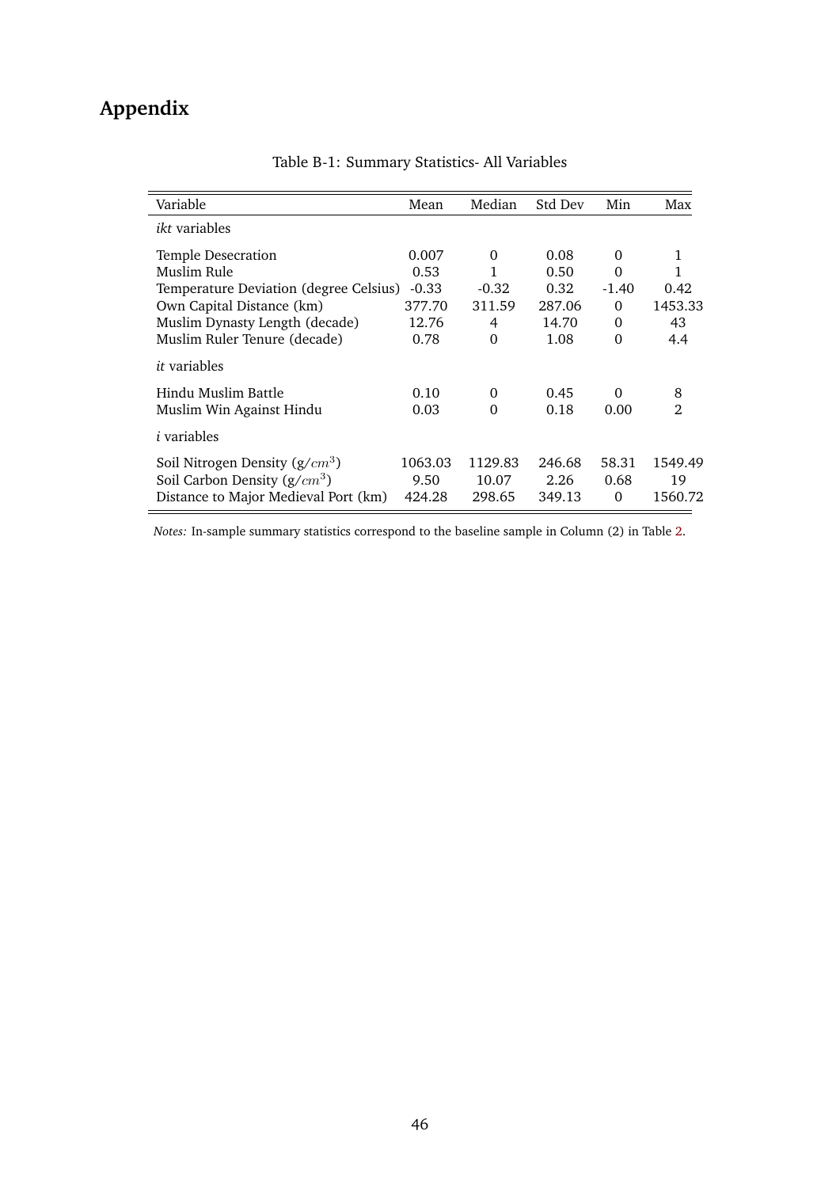# Appendix

Table B-1: Summary Statistics- All Variables

| Variable | Mean | Median | Std Dev | Min | Max |
|---|---|---|---|---|---|
| *ikt* variables | | | | | |
| Temple Desecration | 0.007 | 0 | 0.08 | 0 | 1 |
| Muslim Rule | 0.53 | 1 | 0.50 | 0 | 1 |
| Temperature Deviation (degree Celsius) | -0.33 | -0.32 | 0.32 | -1.40 | 0.42 |
| Own Capital Distance (km) | 377.70 | 311.59 | 287.06 | 0 | 1453.33 |
| Muslim Dynasty Length (decade) | 12.76 | 4 | 14.70 | 0 | 43 |
| Muslim Ruler Tenure (decade) | 0.78 | 0 | 1.08 | 0 | 4.4 |
| *it* variables | | | | | |
| Hindu Muslim Battle | 0.10 | 0 | 0.45 | 0 | 8 |
| Muslim Win Against Hindu | 0.03 | 0 | 0.18 | 0.00 | 2 |
| *i* variables | | | | | |
| Soil Nitrogen Density (g/$cm^3$) | 1063.03 | 1129.83 | 246.68 | 58.31 | 1549.49 |
| Soil Carbon Density (g/$cm^3$) | 9.50 | 10.07 | 2.26 | 0.68 | 19 |
| Distance to Major Medieval Port (km) | 424.28 | 298.65 | 349.13 | 0 | 1560.72 |

*Notes:* In-sample summary statistics correspond to the baseline sample in Column (2) in Table 2.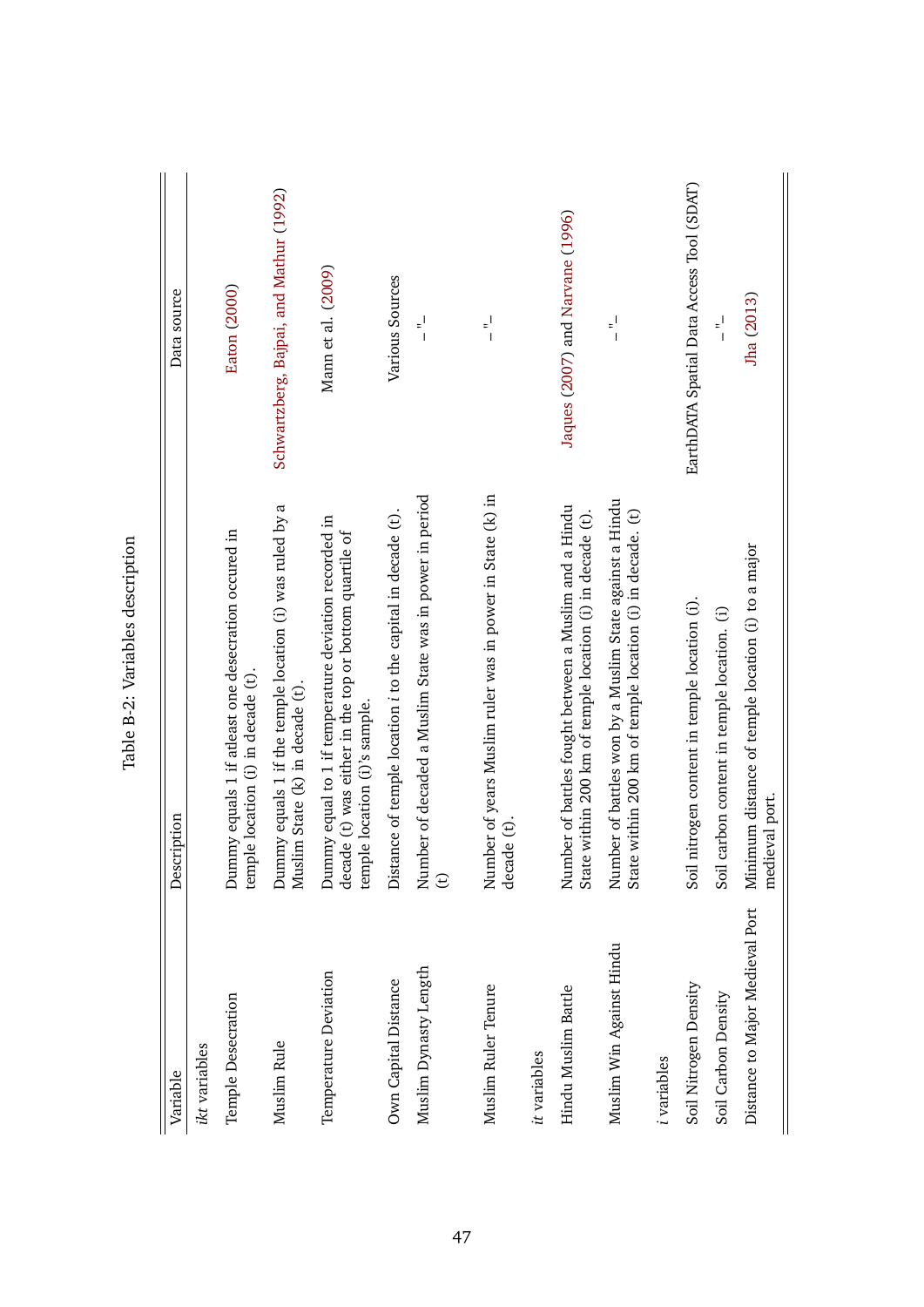Table B-2: Variables description

| Variable | Description | Data source |
|---|---|---|
| *ikt* variables | | |
| Temple Desecration | Dummy equals 1 if atleast one desecration occured in temple location (i) in decade (t). | Eaton (2000) |
| Muslim Rule | Dummy equals 1 if the temple location (i) was ruled by a Muslim State (k) in decade (t). | Schwartzberg, Bajpai, and Mathur (1992) |
| Temperature Deviation | Dummy equal to 1 if temperature deviation recorded in decade (t) was either in the top or bottom quartile of temple location (i)'s sample. | Mann et al. (2009) |
| Own Capital Distance | Distance of temple location *i* to the capital in decade (t). | Various Sources |
| Muslim Dynasty Length | Number of decaded a Muslim State was in power in period (t) | –"– |
| Muslim Ruler Tenure | Number of years Muslim ruler was in power in State (k) in decade (t). | –"– |
| *it* variables | | |
| Hindu Muslim Battle | Number of battles fought between a Muslim and a Hindu State within 200 km of temple location (i) in decade (t). | Jaques (2007) and Narvane (1996) |
| Muslim Win Against Hindu | Number of battles won by a Muslim State against a Hindu State within 200 km of temple location (i) in decade. (t) | –"– |
| *i* variables | | |
| Soil Nitrogen Density | Soil nitrogen content in temple location (i). | EarthDATA Spatial Data Access Tool (SDAT) |
| Soil Carbon Density | Soil carbon content in temple location. (i) | –"– |
| Distance to Major Medieval Port | Minimum distance of temple location (i) to a major medieval port. | Jha (2013) |